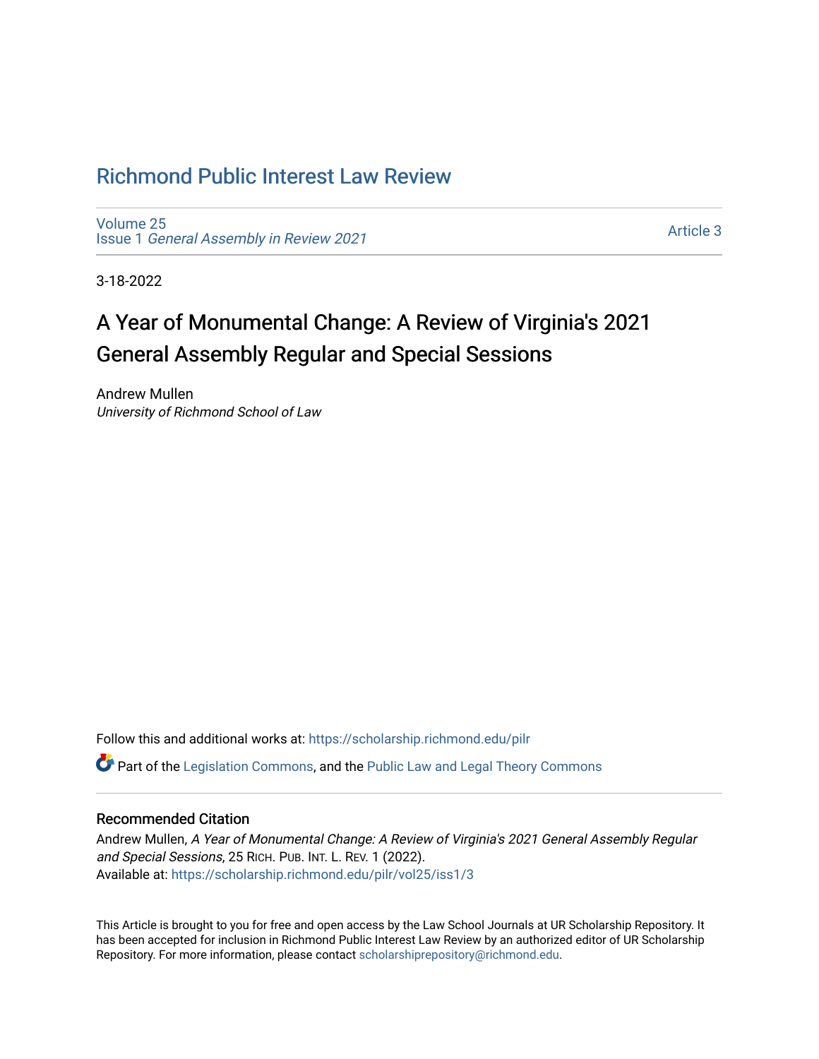# Richmond Public Interest Law Review

Volume 25
Issue 1 *General Assembly in Review 2021*

Article 3

3-18-2022

## A Year of Monumental Change: A Review of Virginia's 2021 General Assembly Regular and Special Sessions

Andrew Mullen
*University of Richmond School of Law*

Follow this and additional works at: https://scholarship.richmond.edu/pilr

Part of the Legislation Commons, and the Public Law and Legal Theory Commons

### Recommended Citation

Andrew Mullen, *A Year of Monumental Change: A Review of Virginia's 2021 General Assembly Regular and Special Sessions*, 25 RICH. PUB. INT. L. REV. 1 (2022).
Available at: https://scholarship.richmond.edu/pilr/vol25/iss1/3

This Article is brought to you for free and open access by the Law School Journals at UR Scholarship Repository. It has been accepted for inclusion in Richmond Public Interest Law Review by an authorized editor of UR Scholarship Repository. For more information, please contact scholarshiprepository@richmond.edu.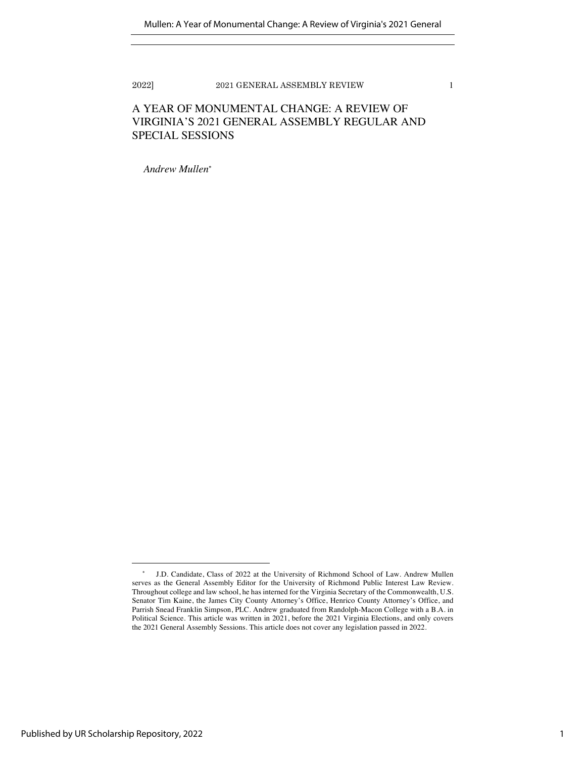# A YEAR OF MONUMENTAL CHANGE: A REVIEW OF VIRGINIA'S 2021 GENERAL ASSEMBLY REGULAR AND SPECIAL SESSIONS

*Andrew Mullen*[*]

---

[*] J.D. Candidate, Class of 2022 at the University of Richmond School of Law. Andrew Mullen serves as the General Assembly Editor for the University of Richmond Public Interest Law Review. Throughout college and law school, he has interned for the Virginia Secretary of the Commonwealth, U.S. Senator Tim Kaine, the James City County Attorney's Office, Henrico County Attorney's Office, and Parrish Snead Franklin Simpson, PLC. Andrew graduated from Randolph-Macon College with a B.A. in Political Science. This article was written in 2021, before the 2021 Virginia Elections, and only covers the 2021 General Assembly Sessions. This article does not cover any legislation passed in 2022.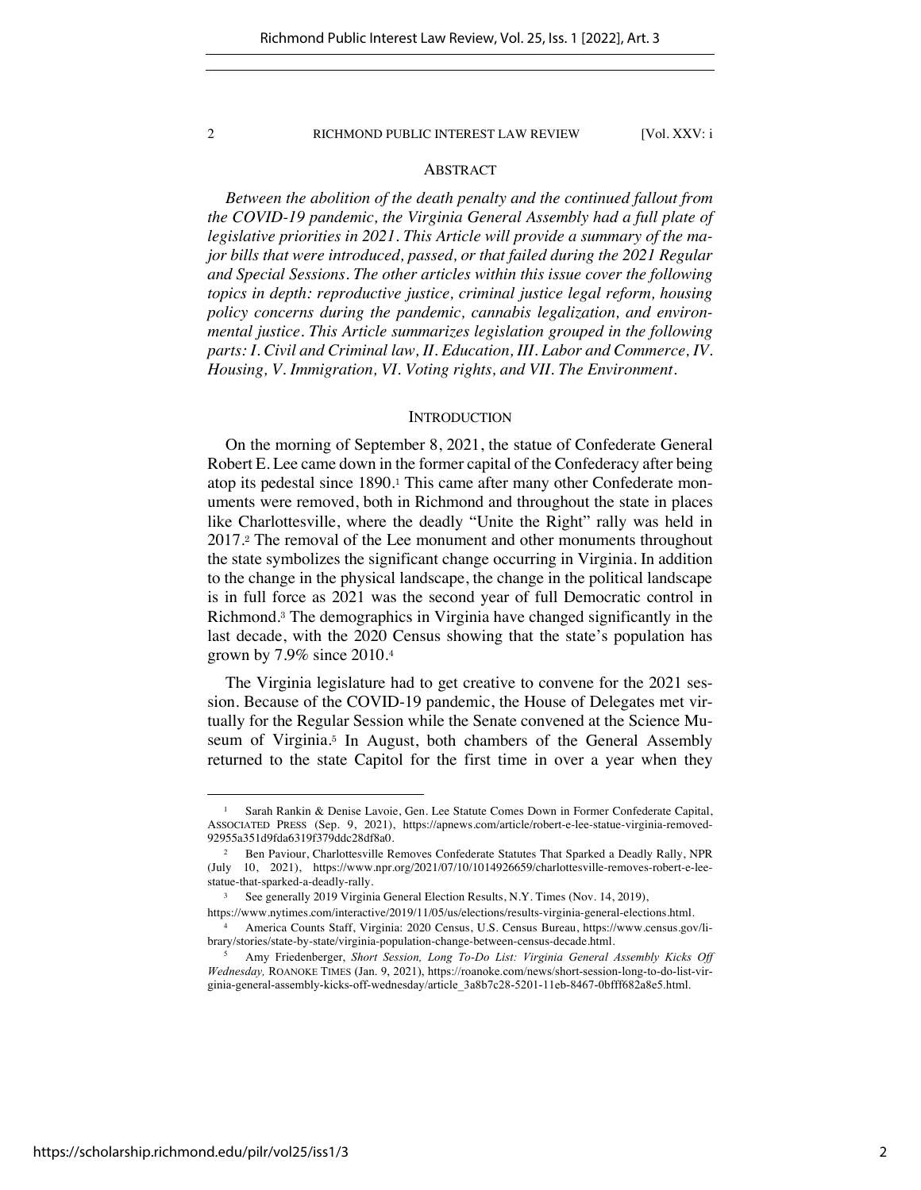## ABSTRACT

*Between the abolition of the death penalty and the continued fallout from the COVID-19 pandemic, the Virginia General Assembly had a full plate of legislative priorities in 2021. This Article will provide a summary of the major bills that were introduced, passed, or that failed during the 2021 Regular and Special Sessions. The other articles within this issue cover the following topics in depth: reproductive justice, criminal justice legal reform, housing policy concerns during the pandemic, cannabis legalization, and environmental justice. This Article summarizes legislation grouped in the following parts: I. Civil and Criminal law, II. Education, III. Labor and Commerce, IV. Housing, V. Immigration, VI. Voting rights, and VII. The Environment.*

## INTRODUCTION

On the morning of September 8, 2021, the statue of Confederate General Robert E. Lee came down in the former capital of the Confederacy after being atop its pedestal since 1890.[1] This came after many other Confederate monuments were removed, both in Richmond and throughout the state in places like Charlottesville, where the deadly "Unite the Right" rally was held in 2017.[2] The removal of the Lee monument and other monuments throughout the state symbolizes the significant change occurring in Virginia. In addition to the change in the physical landscape, the change in the political landscape is in full force as 2021 was the second year of full Democratic control in Richmond.[3] The demographics in Virginia have changed significantly in the last decade, with the 2020 Census showing that the state's population has grown by 7.9% since 2010.[4]

The Virginia legislature had to get creative to convene for the 2021 session. Because of the COVID-19 pandemic, the House of Delegates met virtually for the Regular Session while the Senate convened at the Science Museum of Virginia.[5] In August, both chambers of the General Assembly returned to the state Capitol for the first time in over a year when they

---

[1] Sarah Rankin & Denise Lavoie, Gen. Lee Statute Comes Down in Former Confederate Capital, ASSOCIATED PRESS (Sep. 9, 2021), https://apnews.com/article/robert-e-lee-statue-virginia-removed-92955a351d9fda6319f379ddc28df8a0.

[2] Ben Paviour, Charlottesville Removes Confederate Statutes That Sparked a Deadly Rally, NPR (July 10, 2021), https://www.npr.org/2021/07/10/1014926659/charlottesville-removes-robert-e-lee-statue-that-sparked-a-deadly-rally.

[3] See generally 2019 Virginia General Election Results, N.Y. Times (Nov. 14, 2019), https://www.nytimes.com/interactive/2019/11/05/us/elections/results-virginia-general-elections.html.

[4] America Counts Staff, Virginia: 2020 Census, U.S. Census Bureau, https://www.census.gov/library/stories/state-by-state/virginia-population-change-between-census-decade.html.

[5] Amy Friedenberger, *Short Session, Long To-Do List: Virginia General Assembly Kicks Off Wednesday,* ROANOKE TIMES (Jan. 9, 2021), https://roanoke.com/news/short-session-long-to-do-list-virginia-general-assembly-kicks-off-wednesday/article_3a8b7c28-5201-11eb-8467-0bfff682a8e5.html.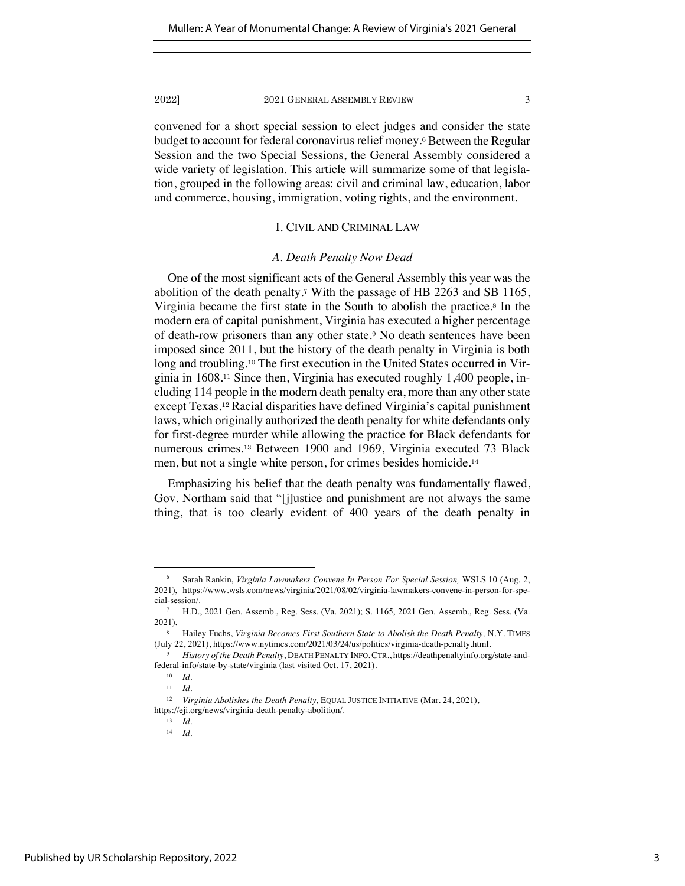convened for a short special session to elect judges and consider the state budget to account for federal coronavirus relief money.[6] Between the Regular Session and the two Special Sessions, the General Assembly considered a wide variety of legislation. This article will summarize some of that legislation, grouped in the following areas: civil and criminal law, education, labor and commerce, housing, immigration, voting rights, and the environment.

## I. CIVIL AND CRIMINAL LAW

### *A. Death Penalty Now Dead*

One of the most significant acts of the General Assembly this year was the abolition of the death penalty.[7] With the passage of HB 2263 and SB 1165, Virginia became the first state in the South to abolish the practice.[8] In the modern era of capital punishment, Virginia has executed a higher percentage of death-row prisoners than any other state.[9] No death sentences have been imposed since 2011, but the history of the death penalty in Virginia is both long and troubling.[10] The first execution in the United States occurred in Virginia in 1608.[11] Since then, Virginia has executed roughly 1,400 people, including 114 people in the modern death penalty era, more than any other state except Texas.[12] Racial disparities have defined Virginia's capital punishment laws, which originally authorized the death penalty for white defendants only for first-degree murder while allowing the practice for Black defendants for numerous crimes.[13] Between 1900 and 1969, Virginia executed 73 Black men, but not a single white person, for crimes besides homicide.[14]

Emphasizing his belief that the death penalty was fundamentally flawed, Gov. Northam said that "[j]ustice and punishment are not always the same thing, that is too clearly evident of 400 years of the death penalty in

---

[6] Sarah Rankin, *Virginia Lawmakers Convene In Person For Special Session,* WSLS 10 (Aug. 2, 2021), https://www.wsls.com/news/virginia/2021/08/02/virginia-lawmakers-convene-in-person-for-special-session/.

[7] H.D., 2021 Gen. Assemb., Reg. Sess. (Va. 2021); S. 1165, 2021 Gen. Assemb., Reg. Sess. (Va. 2021).

[8] Hailey Fuchs, *Virginia Becomes First Southern State to Abolish the Death Penalty,* N.Y. TIMES (July 22, 2021), https://www.nytimes.com/2021/03/24/us/politics/virginia-death-penalty.html.

[9] *History of the Death Penalty*, DEATH PENALTY INFO. CTR., https://deathpenaltyinfo.org/state-and-federal-info/state-by-state/virginia (last visited Oct. 17, 2021).

[10] *Id.*

[11] *Id.*

[12] *Virginia Abolishes the Death Penalty*, EQUAL JUSTICE INITIATIVE (Mar. 24, 2021), https://eji.org/news/virginia-death-penalty-abolition/.

[13] *Id.*

[14] *Id.*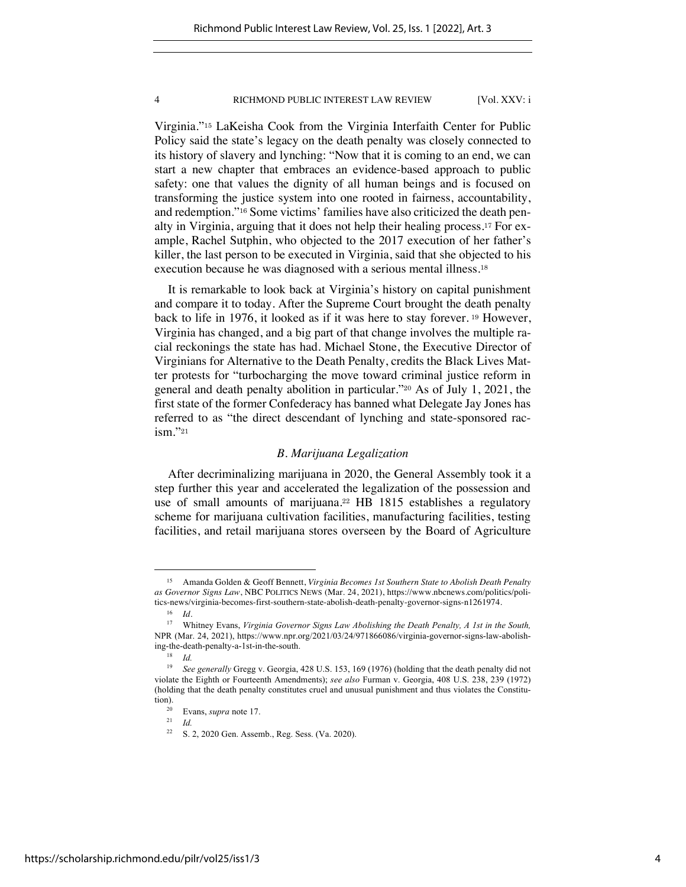Virginia."[15] LaKeisha Cook from the Virginia Interfaith Center for Public Policy said the state's legacy on the death penalty was closely connected to its history of slavery and lynching: "Now that it is coming to an end, we can start a new chapter that embraces an evidence-based approach to public safety: one that values the dignity of all human beings and is focused on transforming the justice system into one rooted in fairness, accountability, and redemption."[16] Some victims' families have also criticized the death penalty in Virginia, arguing that it does not help their healing process.[17] For example, Rachel Sutphin, who objected to the 2017 execution of her father's killer, the last person to be executed in Virginia, said that she objected to his execution because he was diagnosed with a serious mental illness.[18]

It is remarkable to look back at Virginia's history on capital punishment and compare it to today. After the Supreme Court brought the death penalty back to life in 1976, it looked as if it was here to stay forever.[19] However, Virginia has changed, and a big part of that change involves the multiple racial reckonings the state has had. Michael Stone, the Executive Director of Virginians for Alternative to the Death Penalty, credits the Black Lives Matter protests for "turbocharging the move toward criminal justice reform in general and death penalty abolition in particular."[20] As of July 1, 2021, the first state of the former Confederacy has banned what Delegate Jay Jones has referred to as "the direct descendant of lynching and state-sponsored racism."[21]

### *B. Marijuana Legalization*

After decriminalizing marijuana in 2020, the General Assembly took it a step further this year and accelerated the legalization of the possession and use of small amounts of marijuana.[22] HB 1815 establishes a regulatory scheme for marijuana cultivation facilities, manufacturing facilities, testing facilities, and retail marijuana stores overseen by the Board of Agriculture

---

[15] Amanda Golden & Geoff Bennett, *Virginia Becomes 1st Southern State to Abolish Death Penalty as Governor Signs Law*, NBC POLITICS NEWS (Mar. 24, 2021), https://www.nbcnews.com/politics/politics-news/virginia-becomes-first-southern-state-abolish-death-penalty-governor-signs-n1261974.

[16] *Id.*

[17] Whitney Evans, *Virginia Governor Signs Law Abolishing the Death Penalty, A 1st in the South,* NPR (Mar. 24, 2021), https://www.npr.org/2021/03/24/971866086/virginia-governor-signs-law-abolishing-the-death-penalty-a-1st-in-the-south.

[18] *Id.*

[19] *See generally* Gregg v. Georgia, 428 U.S. 153, 169 (1976) (holding that the death penalty did not violate the Eighth or Fourteenth Amendments); *see also* Furman v. Georgia, 408 U.S. 238, 239 (1972) (holding that the death penalty constitutes cruel and unusual punishment and thus violates the Constitution).

[20] Evans, *supra* note 17.

[21] *Id.*

[22] S. 2, 2020 Gen. Assemb., Reg. Sess. (Va. 2020).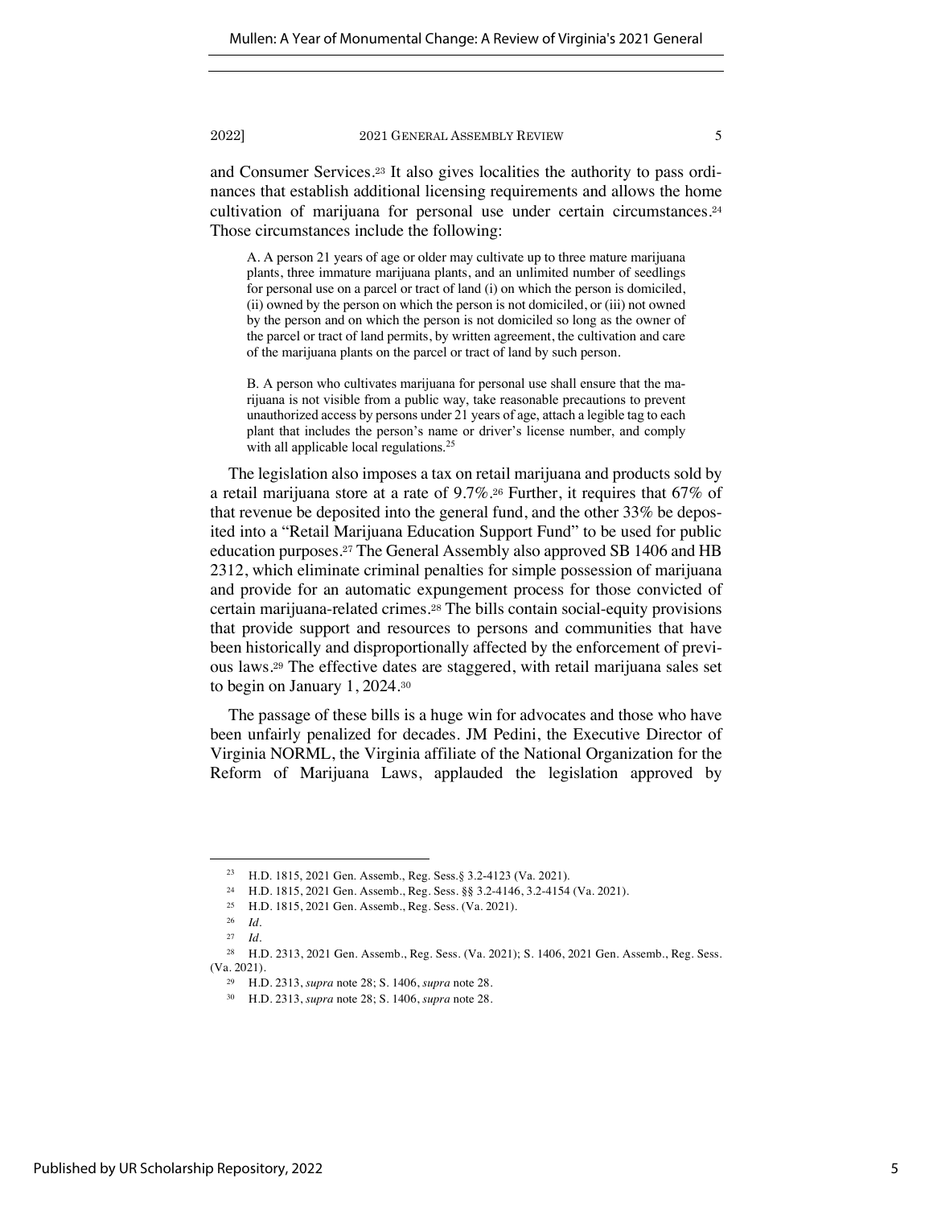and Consumer Services.[23] It also gives localities the authority to pass ordinances that establish additional licensing requirements and allows the home cultivation of marijuana for personal use under certain circumstances.[24] Those circumstances include the following:

> A. A person 21 years of age or older may cultivate up to three mature marijuana plants, three immature marijuana plants, and an unlimited number of seedlings for personal use on a parcel or tract of land (i) on which the person is domiciled, (ii) owned by the person on which the person is not domiciled, or (iii) not owned by the person and on which the person is not domiciled so long as the owner of the parcel or tract of land permits, by written agreement, the cultivation and care of the marijuana plants on the parcel or tract of land by such person.
>
> B. A person who cultivates marijuana for personal use shall ensure that the marijuana is not visible from a public way, take reasonable precautions to prevent unauthorized access by persons under 21 years of age, attach a legible tag to each plant that includes the person's name or driver's license number, and comply with all applicable local regulations.[25]

The legislation also imposes a tax on retail marijuana and products sold by a retail marijuana store at a rate of 9.7%.[26] Further, it requires that 67% of that revenue be deposited into the general fund, and the other 33% be deposited into a "Retail Marijuana Education Support Fund" to be used for public education purposes.[27] The General Assembly also approved SB 1406 and HB 2312, which eliminate criminal penalties for simple possession of marijuana and provide for an automatic expungement process for those convicted of certain marijuana-related crimes.[28] The bills contain social-equity provisions that provide support and resources to persons and communities that have been historically and disproportionally affected by the enforcement of previous laws.[29] The effective dates are staggered, with retail marijuana sales set to begin on January 1, 2024.[30]

The passage of these bills is a huge win for advocates and those who have been unfairly penalized for decades. JM Pedini, the Executive Director of Virginia NORML, the Virginia affiliate of the National Organization for the Reform of Marijuana Laws, applauded the legislation approved by

---

[23] H.D. 1815, 2021 Gen. Assemb., Reg. Sess.§ 3.2-4123 (Va. 2021).

[24] H.D. 1815, 2021 Gen. Assemb., Reg. Sess. §§ 3.2-4146, 3.2-4154 (Va. 2021).

[25] H.D. 1815, 2021 Gen. Assemb., Reg. Sess. (Va. 2021).

[26] *Id.*

[27] *Id.*

[28] H.D. 2313, 2021 Gen. Assemb., Reg. Sess. (Va. 2021); S. 1406, 2021 Gen. Assemb., Reg. Sess. (Va. 2021).

[29] H.D. 2313, *supra* note 28; S. 1406, *supra* note 28.

[30] H.D. 2313, *supra* note 28; S. 1406, *supra* note 28.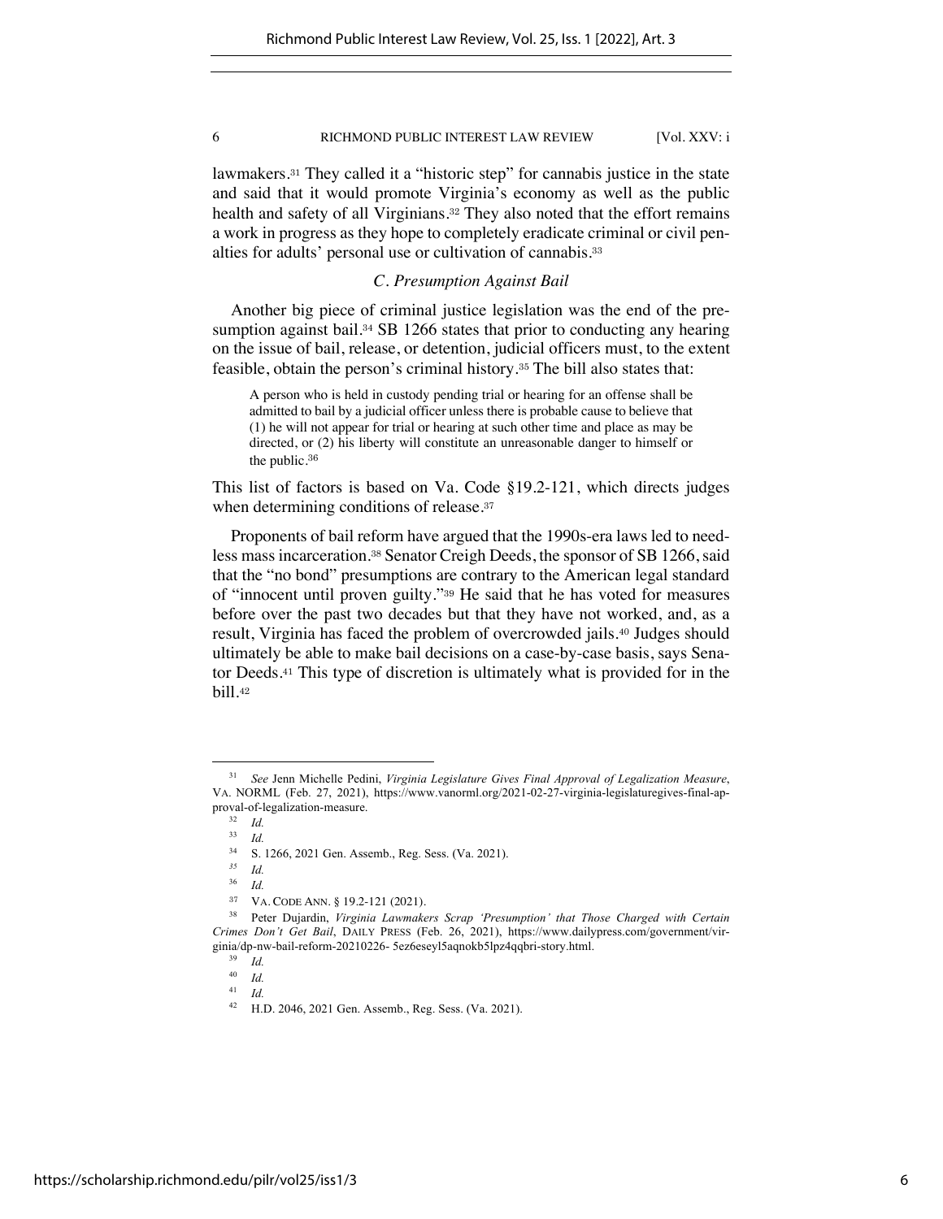lawmakers.[31] They called it a "historic step" for cannabis justice in the state and said that it would promote Virginia's economy as well as the public health and safety of all Virginians.[32] They also noted that the effort remains a work in progress as they hope to completely eradicate criminal or civil penalties for adults' personal use or cultivation of cannabis.[33]

### *C. Presumption Against Bail*

Another big piece of criminal justice legislation was the end of the presumption against bail.[34] SB 1266 states that prior to conducting any hearing on the issue of bail, release, or detention, judicial officers must, to the extent feasible, obtain the person's criminal history.[35] The bill also states that:

> A person who is held in custody pending trial or hearing for an offense shall be admitted to bail by a judicial officer unless there is probable cause to believe that (1) he will not appear for trial or hearing at such other time and place as may be directed, or (2) his liberty will constitute an unreasonable danger to himself or the public.[36]

This list of factors is based on Va. Code §19.2-121, which directs judges when determining conditions of release.[37]

Proponents of bail reform have argued that the 1990s-era laws led to needless mass incarceration.[38] Senator Creigh Deeds, the sponsor of SB 1266, said that the "no bond" presumptions are contrary to the American legal standard of "innocent until proven guilty."[39] He said that he has voted for measures before over the past two decades but that they have not worked, and, as a result, Virginia has faced the problem of overcrowded jails.[40] Judges should ultimately be able to make bail decisions on a case-by-case basis, says Senator Deeds.[41] This type of discretion is ultimately what is provided for in the bill.[42]

---

[31] *See* Jenn Michelle Pedini, *Virginia Legislature Gives Final Approval of Legalization Measure*, VA. NORML (Feb. 27, 2021), https://www.vanorml.org/2021-02-27-virginia-legislaturegives-final-approval-of-legalization-measure.

[32] *Id.*

[33] *Id.*

[34] S. 1266, 2021 Gen. Assemb., Reg. Sess. (Va. 2021).

[35] *Id.*

[36] *Id.*

[37] VA. CODE ANN. § 19.2-121 (2021).

[38] Peter Dujardin, *Virginia Lawmakers Scrap 'Presumption' that Those Charged with Certain Crimes Don't Get Bail*, DAILY PRESS (Feb. 26, 2021), https://www.dailypress.com/government/virginia/dp-nw-bail-reform-20210226- 5ez6eseyl5aqnokb5lpz4qqbri-story.html.

[39] *Id.*

[40] *Id.*

[41] *Id.*

[42] H.D. 2046, 2021 Gen. Assemb., Reg. Sess. (Va. 2021).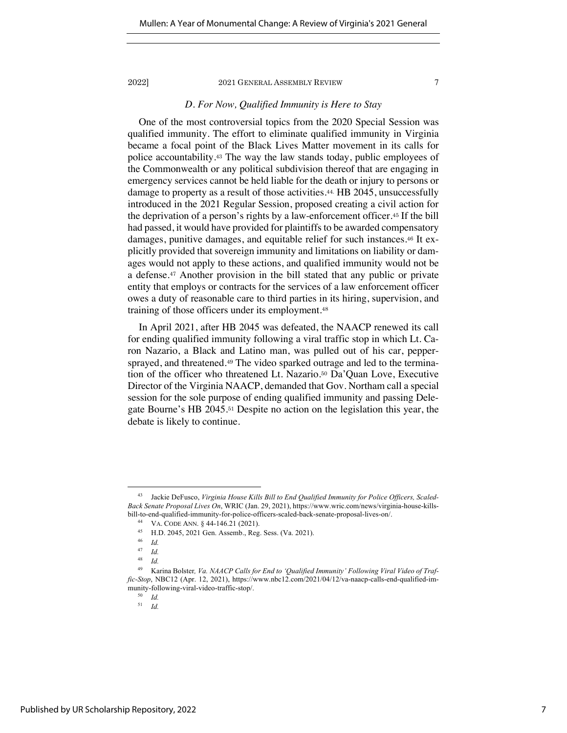### *D. For Now, Qualified Immunity is Here to Stay*

One of the most controversial topics from the 2020 Special Session was qualified immunity. The effort to eliminate qualified immunity in Virginia became a focal point of the Black Lives Matter movement in its calls for police accountability.[43] The way the law stands today, public employees of the Commonwealth or any political subdivision thereof that are engaging in emergency services cannot be held liable for the death or injury to persons or damage to property as a result of those activities.[44] HB 2045, unsuccessfully introduced in the 2021 Regular Session, proposed creating a civil action for the deprivation of a person's rights by a law-enforcement officer.[45] If the bill had passed, it would have provided for plaintiffs to be awarded compensatory damages, punitive damages, and equitable relief for such instances.[46] It explicitly provided that sovereign immunity and limitations on liability or damages would not apply to these actions, and qualified immunity would not be a defense.[47] Another provision in the bill stated that any public or private entity that employs or contracts for the services of a law enforcement officer owes a duty of reasonable care to third parties in its hiring, supervision, and training of those officers under its employment.[48]

In April 2021, after HB 2045 was defeated, the NAACP renewed its call for ending qualified immunity following a viral traffic stop in which Lt. Caron Nazario, a Black and Latino man, was pulled out of his car, pepper-sprayed, and threatened.[49] The video sparked outrage and led to the termination of the officer who threatened Lt. Nazario.[50] Da'Quan Love, Executive Director of the Virginia NAACP, demanded that Gov. Northam call a special session for the sole purpose of ending qualified immunity and passing Delegate Bourne's HB 2045.[51] Despite no action on the legislation this year, the debate is likely to continue.

---

[43] Jackie DeFusco, *Virginia House Kills Bill to End Qualified Immunity for Police Officers, Scaled-Back Senate Proposal Lives On*, WRIC (Jan. 29, 2021), https://www.wric.com/news/virginia-house-kills-bill-to-end-qualified-immunity-for-police-officers-scaled-back-senate-proposal-lives-on/.

[44] VA. CODE ANN. § 44-146.21 (2021).

[45] H.D. 2045, 2021 Gen. Assemb., Reg. Sess. (Va. 2021).

[46] *Id.*

[47] *Id.*

[48] *Id.*

[49] Karina Bolster, *Va. NAACP Calls for End to 'Qualified Immunity' Following Viral Video of Traffic-Stop*, NBC12 (Apr. 12, 2021), https://www.nbc12.com/2021/04/12/va-naacp-calls-end-qualified-immunity-following-viral-video-traffic-stop/.

[50] *Id.*

[51] *Id.*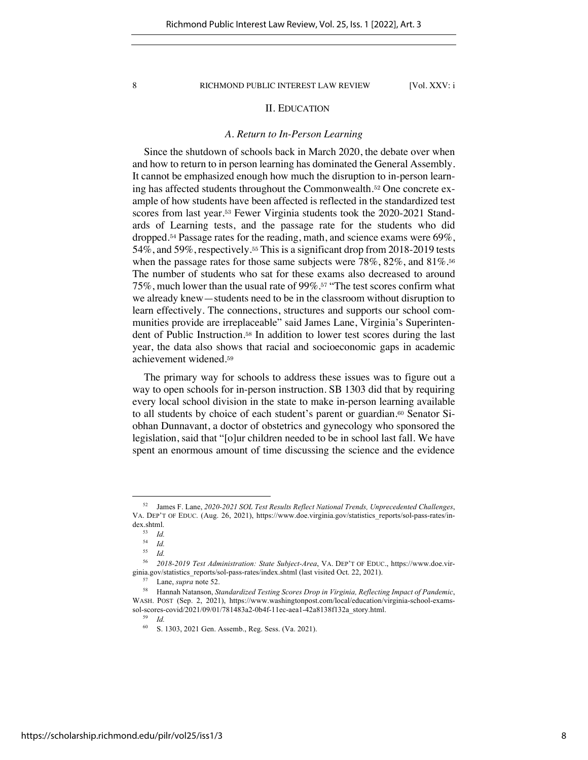## II. EDUCATION

### *A. Return to In-Person Learning*

Since the shutdown of schools back in March 2020, the debate over when and how to return to in person learning has dominated the General Assembly. It cannot be emphasized enough how much the disruption to in-person learning has affected students throughout the Commonwealth.[52] One concrete example of how students have been affected is reflected in the standardized test scores from last year.[53] Fewer Virginia students took the 2020-2021 Standards of Learning tests, and the passage rate for the students who did dropped.[54] Passage rates for the reading, math, and science exams were 69%, 54%, and 59%, respectively.[55] This is a significant drop from 2018-2019 tests when the passage rates for those same subjects were 78%, 82%, and 81%.[56] The number of students who sat for these exams also decreased to around 75%, much lower than the usual rate of 99%.[57] "The test scores confirm what we already knew—students need to be in the classroom without disruption to learn effectively. The connections, structures and supports our school communities provide are irreplaceable" said James Lane, Virginia's Superintendent of Public Instruction.[58] In addition to lower test scores during the last year, the data also shows that racial and socioeconomic gaps in academic achievement widened.[59]

The primary way for schools to address these issues was to figure out a way to open schools for in-person instruction. SB 1303 did that by requiring every local school division in the state to make in-person learning available to all students by choice of each student's parent or guardian.[60] Senator Siobhan Dunnavant, a doctor of obstetrics and gynecology who sponsored the legislation, said that "[o]ur children needed to be in school last fall. We have spent an enormous amount of time discussing the science and the evidence

---

[52] James F. Lane, *2020-2021 SOL Test Results Reflect National Trends, Unprecedented Challenges*, VA. DEP'T OF EDUC. (Aug. 26, 2021), https://www.doe.virginia.gov/statistics_reports/sol-pass-rates/index.shtml.

[53] *Id.*

[54] *Id.*

[55] *Id.*

[56] *2018-2019 Test Administration: State Subject-Area*, VA. DEP'T OF EDUC., https://www.doe.virginia.gov/statistics_reports/sol-pass-rates/index.shtml (last visited Oct. 22, 2021).

[57] Lane, *supra* note 52.

[58] Hannah Natanson, *Standardized Testing Scores Drop in Virginia, Reflecting Impact of Pandemic*, WASH. POST (Sep. 2, 2021), https://www.washingtonpost.com/local/education/virginia-school-exams-sol-scores-covid/2021/09/01/781483a2-0b4f-11ec-aea1-42a8138f132a_story.html.

[59] *Id.*

[60] S. 1303, 2021 Gen. Assemb., Reg. Sess. (Va. 2021).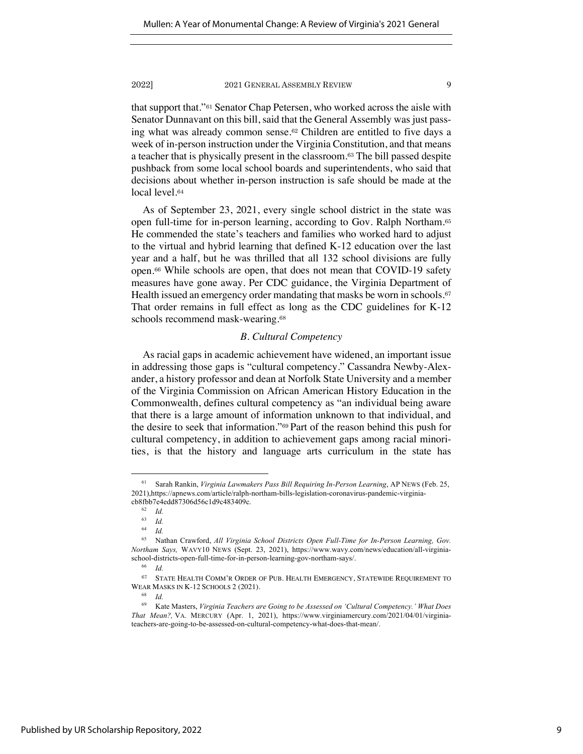that support that."[61] Senator Chap Petersen, who worked across the aisle with Senator Dunnavant on this bill, said that the General Assembly was just passing what was already common sense.[62] Children are entitled to five days a week of in-person instruction under the Virginia Constitution, and that means a teacher that is physically present in the classroom.[63] The bill passed despite pushback from some local school boards and superintendents, who said that decisions about whether in-person instruction is safe should be made at the local level.[64]

As of September 23, 2021, every single school district in the state was open full-time for in-person learning, according to Gov. Ralph Northam.[65] He commended the state's teachers and families who worked hard to adjust to the virtual and hybrid learning that defined K-12 education over the last year and a half, but he was thrilled that all 132 school divisions are fully open.[66] While schools are open, that does not mean that COVID-19 safety measures have gone away. Per CDC guidance, the Virginia Department of Health issued an emergency order mandating that masks be worn in schools.[67] That order remains in full effect as long as the CDC guidelines for K-12 schools recommend mask-wearing.[68]

### *B. Cultural Competency*

As racial gaps in academic achievement have widened, an important issue in addressing those gaps is "cultural competency." Cassandra Newby-Alexander, a history professor and dean at Norfolk State University and a member of the Virginia Commission on African American History Education in the Commonwealth, defines cultural competency as "an individual being aware that there is a large amount of information unknown to that individual, and the desire to seek that information."[69] Part of the reason behind this push for cultural competency, in addition to achievement gaps among racial minorities, is that the history and language arts curriculum in the state has

---

[61] Sarah Rankin, *Virginia Lawmakers Pass Bill Requiring In-Person Learning*, AP NEWS (Feb. 25, 2021),https://apnews.com/article/ralph-northam-bills-legislation-coronavirus-pandemic-virginia-cb8fbb7e4edd87306d56c1d9c483409c.

[62] *Id.*

[63] *Id.*

[64] *Id.*

[65] Nathan Crawford, *All Virginia School Districts Open Full-Time for In-Person Learning, Gov. Northam Says,* WAVY10 NEWS (Sept. 23, 2021), https://www.wavy.com/news/education/all-virginia-school-districts-open-full-time-for-in-person-learning-gov-northam-says/.

[66] *Id.*

[67] STATE HEALTH COMM'R ORDER OF PUB. HEALTH EMERGENCY, STATEWIDE REQUIREMENT TO WEAR MASKS IN K-12 SCHOOLS 2 (2021).

[68] *Id.*

[69] Kate Masters, *Virginia Teachers are Going to be Assessed on 'Cultural Competency.' What Does That Mean?,* VA. MERCURY (Apr. 1, 2021), https://www.virginiamercury.com/2021/04/01/virginia-teachers-are-going-to-be-assessed-on-cultural-competency-what-does-that-mean/.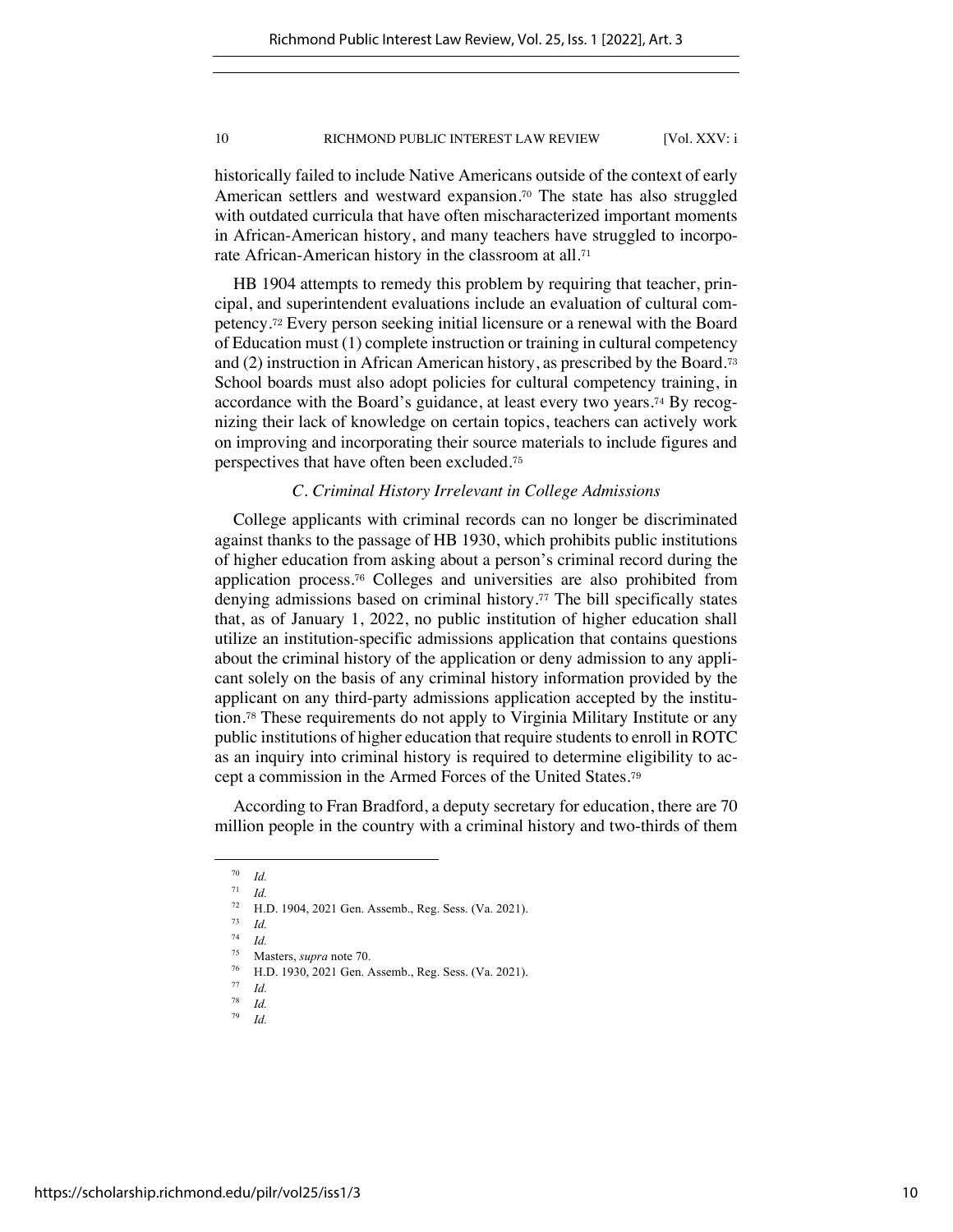historically failed to include Native Americans outside of the context of early American settlers and westward expansion.[70] The state has also struggled with outdated curricula that have often mischaracterized important moments in African-American history, and many teachers have struggled to incorporate African-American history in the classroom at all.[71]

HB 1904 attempts to remedy this problem by requiring that teacher, principal, and superintendent evaluations include an evaluation of cultural competency.[72] Every person seeking initial licensure or a renewal with the Board of Education must (1) complete instruction or training in cultural competency and (2) instruction in African American history, as prescribed by the Board.[73] School boards must also adopt policies for cultural competency training, in accordance with the Board's guidance, at least every two years.[74] By recognizing their lack of knowledge on certain topics, teachers can actively work on improving and incorporating their source materials to include figures and perspectives that have often been excluded.[75]

### *C. Criminal History Irrelevant in College Admissions*

College applicants with criminal records can no longer be discriminated against thanks to the passage of HB 1930, which prohibits public institutions of higher education from asking about a person's criminal record during the application process.[76] Colleges and universities are also prohibited from denying admissions based on criminal history.[77] The bill specifically states that, as of January 1, 2022, no public institution of higher education shall utilize an institution-specific admissions application that contains questions about the criminal history of the application or deny admission to any applicant solely on the basis of any criminal history information provided by the applicant on any third-party admissions application accepted by the institution.[78] These requirements do not apply to Virginia Military Institute or any public institutions of higher education that require students to enroll in ROTC as an inquiry into criminal history is required to determine eligibility to accept a commission in the Armed Forces of the United States.[79]

According to Fran Bradford, a deputy secretary for education, there are 70 million people in the country with a criminal history and two-thirds of them

---

[70] *Id.*

[71] *Id.*

[72] H.D. 1904, 2021 Gen. Assemb., Reg. Sess. (Va. 2021).

[73] *Id.*

[74] *Id.*

[75] Masters, *supra* note 70.

[76] H.D. 1930, 2021 Gen. Assemb., Reg. Sess. (Va. 2021).

[77] *Id.*

[78] *Id.*

[79] *Id.*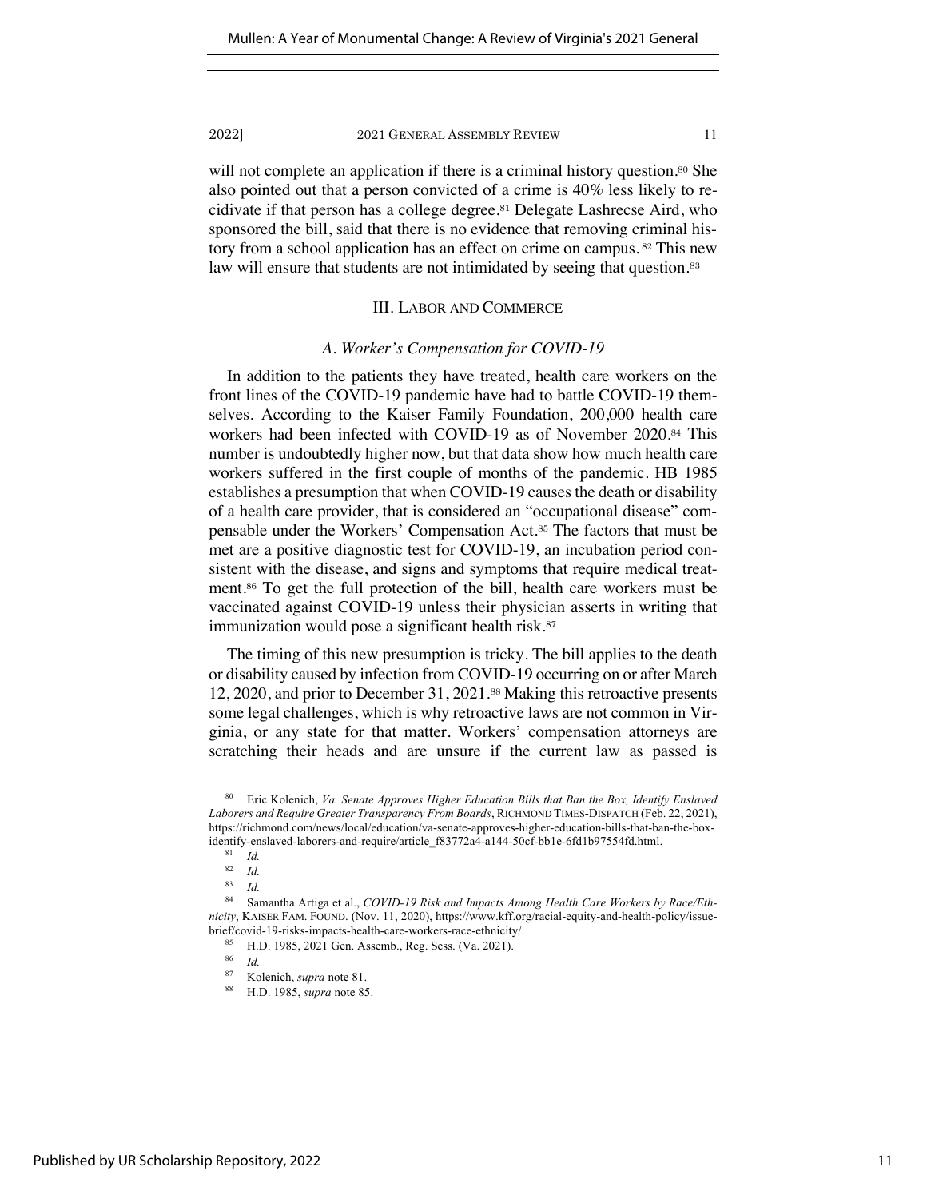will not complete an application if there is a criminal history question.[80] She also pointed out that a person convicted of a crime is 40% less likely to recidivate if that person has a college degree.[81] Delegate Lashrecse Aird, who sponsored the bill, said that there is no evidence that removing criminal history from a school application has an effect on crime on campus. [82] This new law will ensure that students are not intimidated by seeing that question.[83]

## III. LABOR AND COMMERCE

### *A. Worker's Compensation for COVID-19*

In addition to the patients they have treated, health care workers on the front lines of the COVID-19 pandemic have had to battle COVID-19 themselves. According to the Kaiser Family Foundation, 200,000 health care workers had been infected with COVID-19 as of November 2020.[84] This number is undoubtedly higher now, but that data show how much health care workers suffered in the first couple of months of the pandemic. HB 1985 establishes a presumption that when COVID-19 causes the death or disability of a health care provider, that is considered an "occupational disease" compensable under the Workers' Compensation Act.[85] The factors that must be met are a positive diagnostic test for COVID-19, an incubation period consistent with the disease, and signs and symptoms that require medical treatment.[86] To get the full protection of the bill, health care workers must be vaccinated against COVID-19 unless their physician asserts in writing that immunization would pose a significant health risk.[87]

The timing of this new presumption is tricky. The bill applies to the death or disability caused by infection from COVID-19 occurring on or after March 12, 2020, and prior to December 31, 2021.[88] Making this retroactive presents some legal challenges, which is why retroactive laws are not common in Virginia, or any state for that matter. Workers' compensation attorneys are scratching their heads and are unsure if the current law as passed is

---

[80] Eric Kolenich, *Va. Senate Approves Higher Education Bills that Ban the Box, Identify Enslaved Laborers and Require Greater Transparency From Boards*, RICHMOND TIMES-DISPATCH (Feb. 22, 2021), https://richmond.com/news/local/education/va-senate-approves-higher-education-bills-that-ban-the-box-identify-enslaved-laborers-and-require/article_f83772a4-a144-50cf-bb1e-6fd1b97554fd.html.

[81] *Id.*

[82] *Id.*

[83] *Id.*

[84] Samantha Artiga et al., *COVID-19 Risk and Impacts Among Health Care Workers by Race/Ethnicity*, KAISER FAM. FOUND. (Nov. 11, 2020), https://www.kff.org/racial-equity-and-health-policy/issue-brief/covid-19-risks-impacts-health-care-workers-race-ethnicity/.

[85] H.D. 1985, 2021 Gen. Assemb., Reg. Sess. (Va. 2021).

[86] *Id.*

[87] Kolenich, *supra* note 81.

[88] H.D. 1985, *supra* note 85.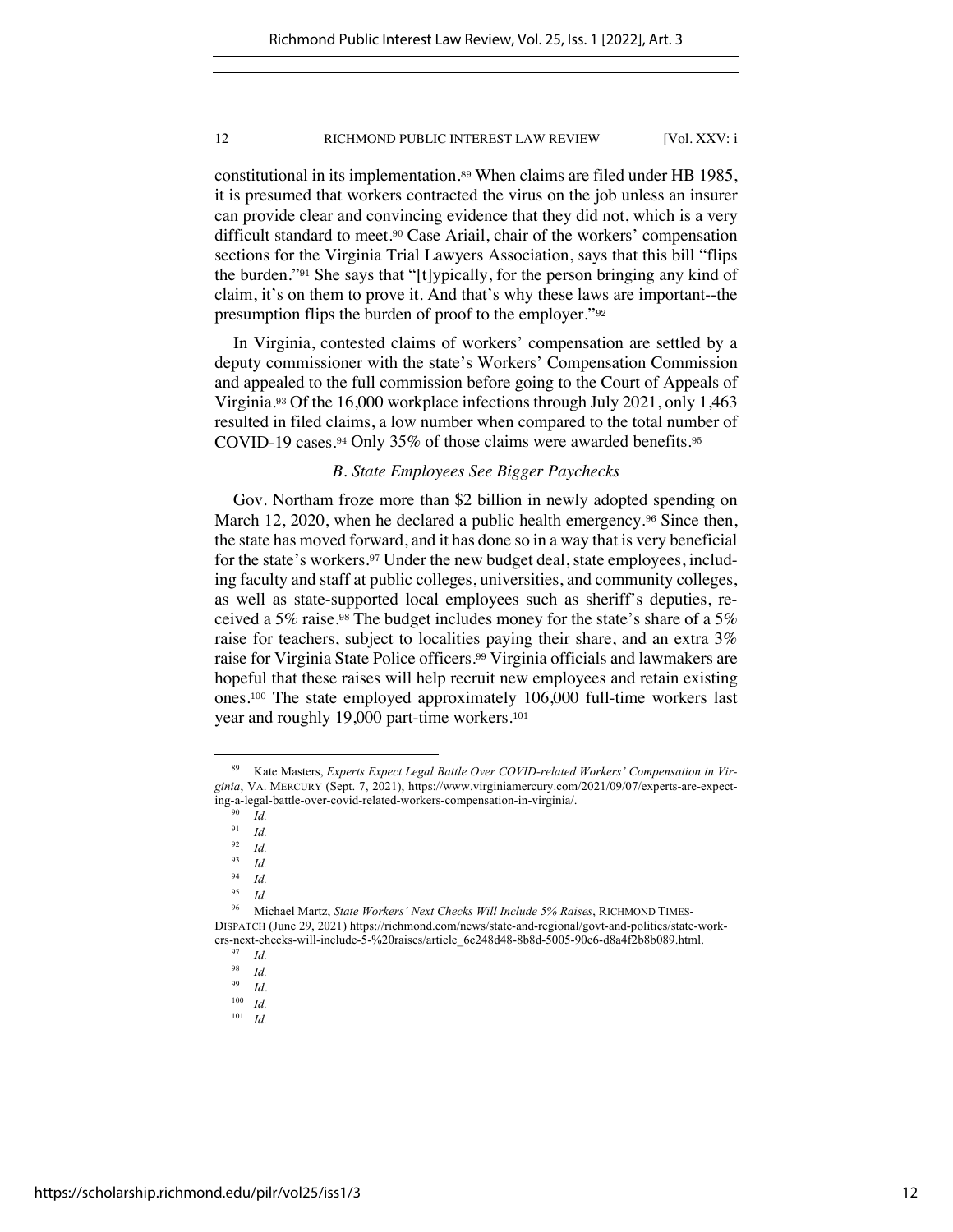constitutional in its implementation.[89] When claims are filed under HB 1985, it is presumed that workers contracted the virus on the job unless an insurer can provide clear and convincing evidence that they did not, which is a very difficult standard to meet.[90] Case Ariail, chair of the workers' compensation sections for the Virginia Trial Lawyers Association, says that this bill "flips the burden."[91] She says that "[t]ypically, for the person bringing any kind of claim, it's on them to prove it. And that's why these laws are important--the presumption flips the burden of proof to the employer."[92]

In Virginia, contested claims of workers' compensation are settled by a deputy commissioner with the state's Workers' Compensation Commission and appealed to the full commission before going to the Court of Appeals of Virginia.[93] Of the 16,000 workplace infections through July 2021, only 1,463 resulted in filed claims, a low number when compared to the total number of COVID-19 cases.[94] Only 35% of those claims were awarded benefits.[95]

### *B. State Employees See Bigger Paychecks*

Gov. Northam froze more than $2 billion in newly adopted spending on March 12, 2020, when he declared a public health emergency.[96] Since then, the state has moved forward, and it has done so in a way that is very beneficial for the state's workers.[97] Under the new budget deal, state employees, including faculty and staff at public colleges, universities, and community colleges, as well as state-supported local employees such as sheriff's deputies, received a 5% raise.[98] The budget includes money for the state's share of a 5% raise for teachers, subject to localities paying their share, and an extra 3% raise for Virginia State Police officers.[99] Virginia officials and lawmakers are hopeful that these raises will help recruit new employees and retain existing ones.[100] The state employed approximately 106,000 full-time workers last year and roughly 19,000 part-time workers.[101]

---

[89] Kate Masters, *Experts Expect Legal Battle Over COVID-related Workers' Compensation in Virginia*, VA. MERCURY (Sept. 7, 2021), https://www.virginiamercury.com/2021/09/07/experts-are-expecting-a-legal-battle-over-covid-related-workers-compensation-in-virginia/.

[90] *Id.*

[91] *Id.*

[92] *Id.*

[93] *Id.*

[94] *Id.*

[95] *Id.*

[96] Michael Martz, *State Workers' Next Checks Will Include 5% Raises*, RICHMOND TIMES-DISPATCH (June 29, 2021) https://richmond.com/news/state-and-regional/govt-and-politics/state-workers-next-checks-will-include-5-%20raises/article_6c248d48-8b8d-5005-90c6-d8a4f2b8b089.html.

[97] *Id.*

[98] *Id.*

[99] *Id*.

[100] *Id.*

[101] *Id.*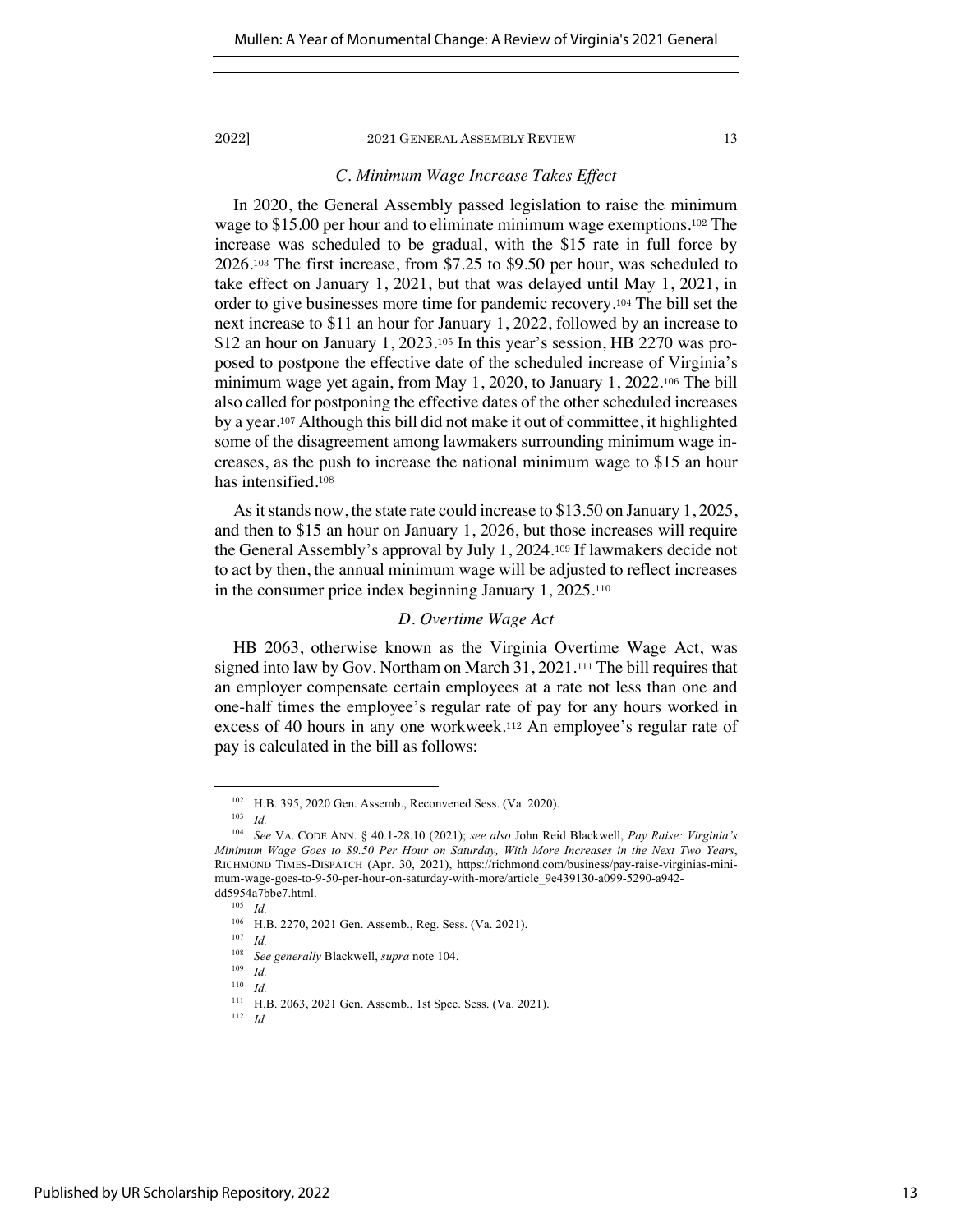### *C. Minimum Wage Increase Takes Effect*

In 2020, the General Assembly passed legislation to raise the minimum wage to $15.00 per hour and to eliminate minimum wage exemptions.[102] The increase was scheduled to be gradual, with the $15 rate in full force by 2026.[103] The first increase, from $7.25 to $9.50 per hour, was scheduled to take effect on January 1, 2021, but that was delayed until May 1, 2021, in order to give businesses more time for pandemic recovery.[104] The bill set the next increase to $11 an hour for January 1, 2022, followed by an increase to $12 an hour on January 1, 2023.[105] In this year's session, HB 2270 was proposed to postpone the effective date of the scheduled increase of Virginia's minimum wage yet again, from May 1, 2020, to January 1, 2022.[106] The bill also called for postponing the effective dates of the other scheduled increases by a year.[107] Although this bill did not make it out of committee, it highlighted some of the disagreement among lawmakers surrounding minimum wage increases, as the push to increase the national minimum wage to $15 an hour has intensified.[108]

As it stands now, the state rate could increase to $13.50 on January 1, 2025, and then to $15 an hour on January 1, 2026, but those increases will require the General Assembly's approval by July 1, 2024.[109] If lawmakers decide not to act by then, the annual minimum wage will be adjusted to reflect increases in the consumer price index beginning January 1, 2025.[110]

### *D. Overtime Wage Act*

HB 2063, otherwise known as the Virginia Overtime Wage Act, was signed into law by Gov. Northam on March 31, 2021.[111] The bill requires that an employer compensate certain employees at a rate not less than one and one-half times the employee's regular rate of pay for any hours worked in excess of 40 hours in any one workweek.[112] An employee's regular rate of pay is calculated in the bill as follows:

---

[102] H.B. 395, 2020 Gen. Assemb., Reconvened Sess. (Va. 2020).

[103] *Id.*

[104] *See* VA. CODE ANN. § 40.1-28.10 (2021); *see also* John Reid Blackwell, *Pay Raise: Virginia's Minimum Wage Goes to $9.50 Per Hour on Saturday, With More Increases in the Next Two Years*, RICHMOND TIMES-DISPATCH (Apr. 30, 2021), https://richmond.com/business/pay-raise-virginias-minimum-wage-goes-to-9-50-per-hour-on-saturday-with-more/article_9e439130-a099-5290-a942-dd5954a7bbe7.html.

[105] *Id.*

[106] H.B. 2270, 2021 Gen. Assemb., Reg. Sess. (Va. 2021).

[107] *Id.*

[108] *See generally* Blackwell, *supra* note 104.

[109] *Id.*

[110] *Id.*

[111] H.B. 2063, 2021 Gen. Assemb., 1st Spec. Sess. (Va. 2021).

[112] *Id.*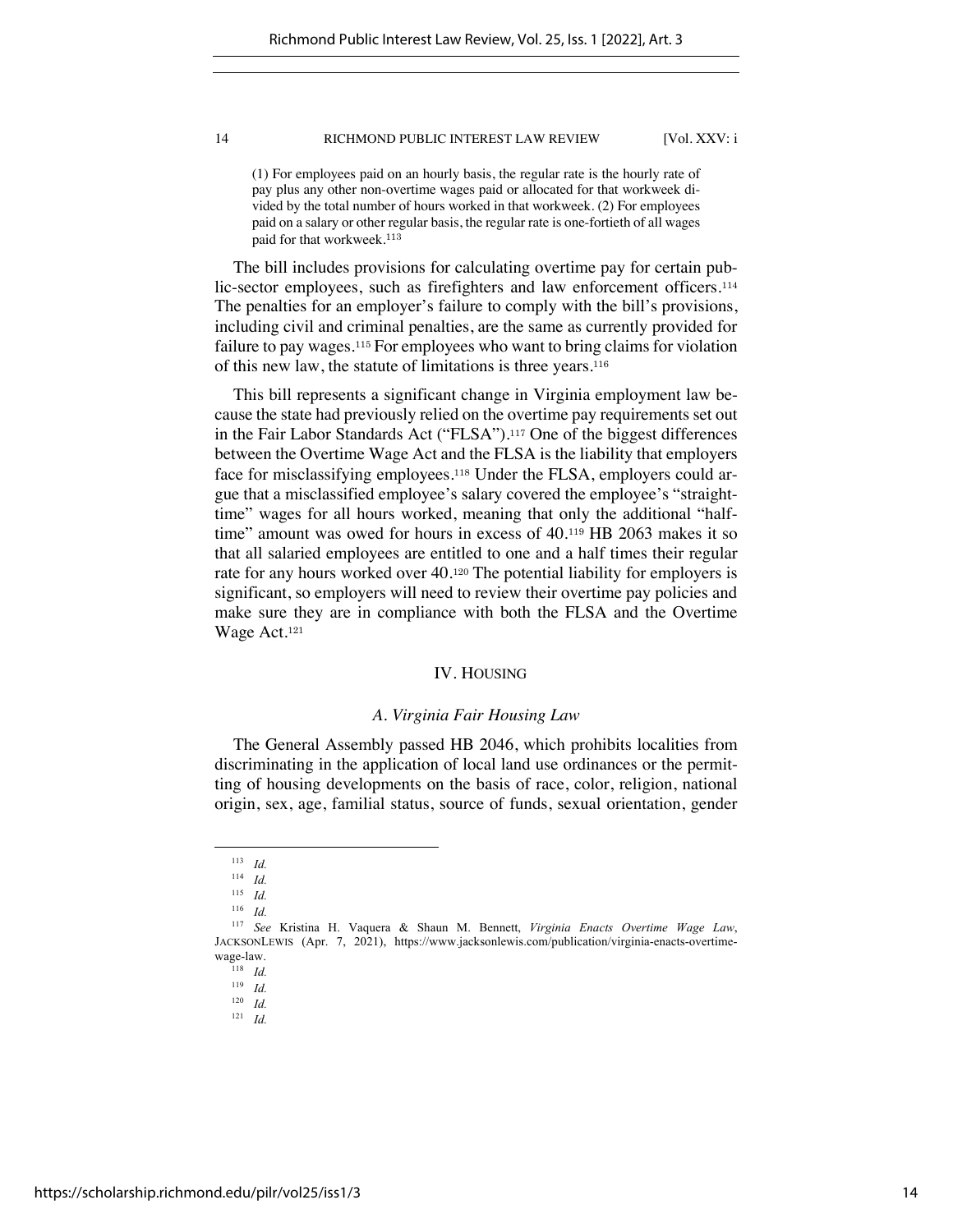> (1) For employees paid on an hourly basis, the regular rate is the hourly rate of pay plus any other non-overtime wages paid or allocated for that workweek divided by the total number of hours worked in that workweek. (2) For employees paid on a salary or other regular basis, the regular rate is one-fortieth of all wages paid for that workweek.[113]

The bill includes provisions for calculating overtime pay for certain public-sector employees, such as firefighters and law enforcement officers.[114] The penalties for an employer's failure to comply with the bill's provisions, including civil and criminal penalties, are the same as currently provided for failure to pay wages.[115] For employees who want to bring claims for violation of this new law, the statute of limitations is three years.[116]

This bill represents a significant change in Virginia employment law because the state had previously relied on the overtime pay requirements set out in the Fair Labor Standards Act ("FLSA").[117] One of the biggest differences between the Overtime Wage Act and the FLSA is the liability that employers face for misclassifying employees.[118] Under the FLSA, employers could argue that a misclassified employee's salary covered the employee's "straight-time" wages for all hours worked, meaning that only the additional "half-time" amount was owed for hours in excess of 40.[119] HB 2063 makes it so that all salaried employees are entitled to one and a half times their regular rate for any hours worked over 40.[120] The potential liability for employers is significant, so employers will need to review their overtime pay policies and make sure they are in compliance with both the FLSA and the Overtime Wage Act.[121]

## IV. HOUSING

### *A. Virginia Fair Housing Law*

The General Assembly passed HB 2046, which prohibits localities from discriminating in the application of local land use ordinances or the permitting of housing developments on the basis of race, color, religion, national origin, sex, age, familial status, source of funds, sexual orientation, gender

---

[113] *Id.*

[114] *Id.*

[115] *Id.*

[116] *Id.*

[117] *See* Kristina H. Vaquera & Shaun M. Bennett, *Virginia Enacts Overtime Wage Law*, JACKSONLEWIS (Apr. 7, 2021), https://www.jacksonlewis.com/publication/virginia-enacts-overtime-wage-law.

[118] *Id.*

[119] *Id.*

[120] *Id.*

[121] *Id.*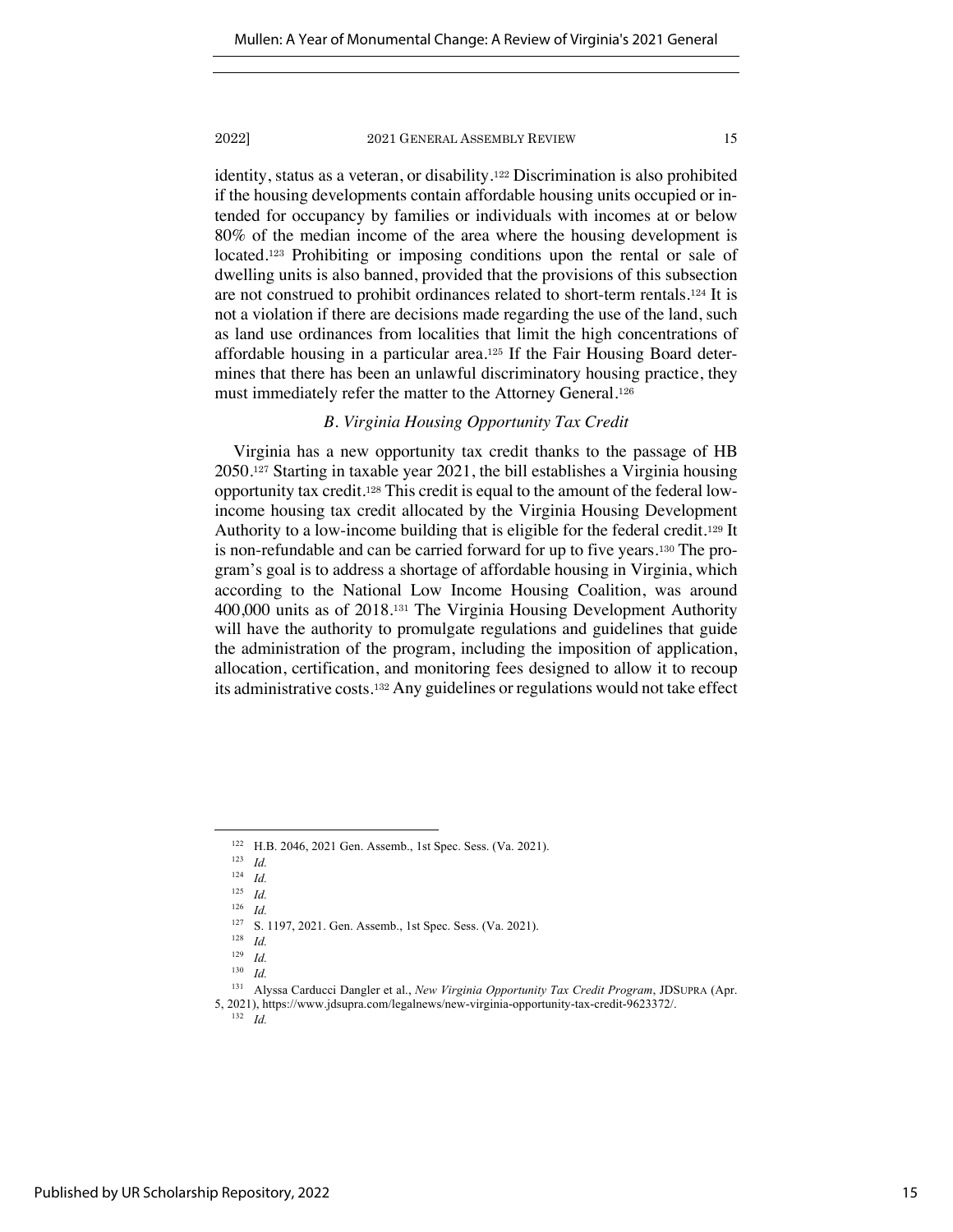identity, status as a veteran, or disability.[122] Discrimination is also prohibited if the housing developments contain affordable housing units occupied or intended for occupancy by families or individuals with incomes at or below 80% of the median income of the area where the housing development is located.[123] Prohibiting or imposing conditions upon the rental or sale of dwelling units is also banned, provided that the provisions of this subsection are not construed to prohibit ordinances related to short-term rentals.[124] It is not a violation if there are decisions made regarding the use of the land, such as land use ordinances from localities that limit the high concentrations of affordable housing in a particular area.[125] If the Fair Housing Board determines that there has been an unlawful discriminatory housing practice, they must immediately refer the matter to the Attorney General.[126]

### *B. Virginia Housing Opportunity Tax Credit*

Virginia has a new opportunity tax credit thanks to the passage of HB 2050.[127] Starting in taxable year 2021, the bill establishes a Virginia housing opportunity tax credit.[128] This credit is equal to the amount of the federal low-income housing tax credit allocated by the Virginia Housing Development Authority to a low-income building that is eligible for the federal credit.[129] It is non-refundable and can be carried forward for up to five years.[130] The program's goal is to address a shortage of affordable housing in Virginia, which according to the National Low Income Housing Coalition, was around 400,000 units as of 2018.[131] The Virginia Housing Development Authority will have the authority to promulgate regulations and guidelines that guide the administration of the program, including the imposition of application, allocation, certification, and monitoring fees designed to allow it to recoup its administrative costs.[132] Any guidelines or regulations would not take effect

---

[122] H.B. 2046, 2021 Gen. Assemb., 1st Spec. Sess. (Va. 2021).

[123] *Id.*

[124] *Id.*

[125] *Id.*

[126] *Id.*

[127] S. 1197, 2021. Gen. Assemb., 1st Spec. Sess. (Va. 2021).

[128] *Id.*

[129] *Id.*

[130] *Id.*

[131] Alyssa Carducci Dangler et al., *New Virginia Opportunity Tax Credit Program*, JDSUPRA (Apr. 5, 2021), https://www.jdsupra.com/legalnews/new-virginia-opportunity-tax-credit-9623372/.

[132] *Id.*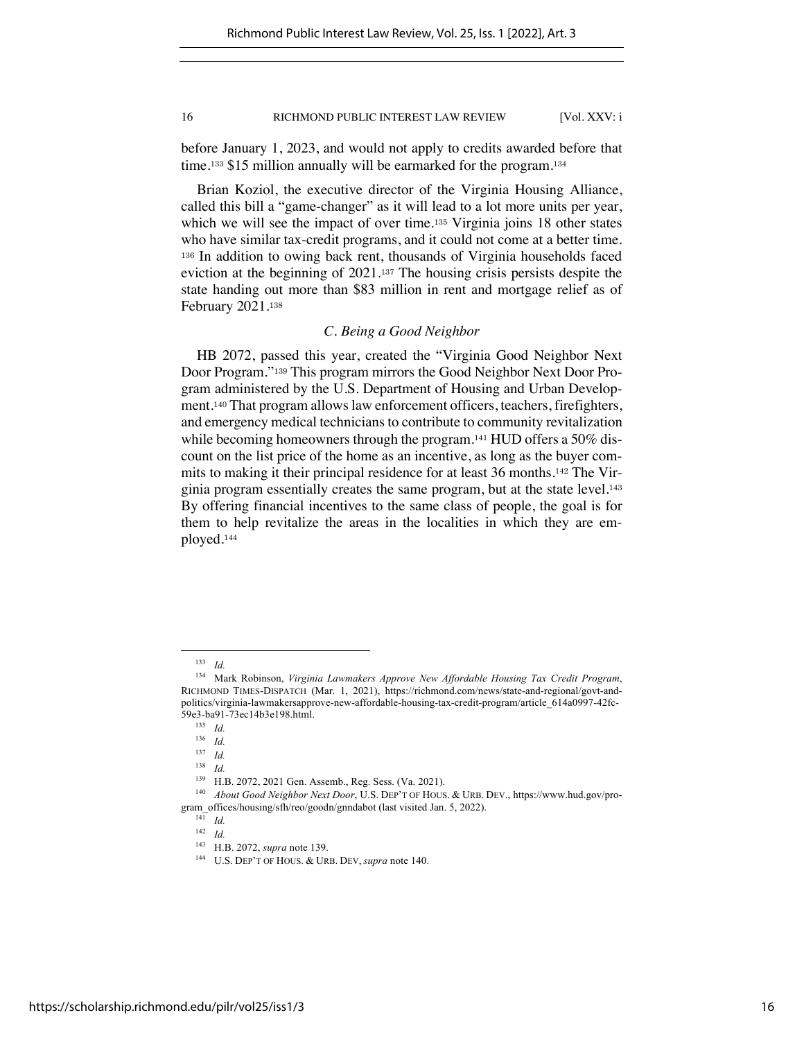before January 1, 2023, and would not apply to credits awarded before that time.[133] $15 million annually will be earmarked for the program.[134]

Brian Koziol, the executive director of the Virginia Housing Alliance, called this bill a "game-changer" as it will lead to a lot more units per year, which we will see the impact of over time.[135] Virginia joins 18 other states who have similar tax-credit programs, and it could not come at a better time.[136] In addition to owing back rent, thousands of Virginia households faced eviction at the beginning of 2021.[137] The housing crisis persists despite the state handing out more than $83 million in rent and mortgage relief as of February 2021.[138]

### *C. Being a Good Neighbor*

HB 2072, passed this year, created the "Virginia Good Neighbor Next Door Program."[139] This program mirrors the Good Neighbor Next Door Program administered by the U.S. Department of Housing and Urban Development.[140] That program allows law enforcement officers, teachers, firefighters, and emergency medical technicians to contribute to community revitalization while becoming homeowners through the program.[141] HUD offers a 50% discount on the list price of the home as an incentive, as long as the buyer commits to making it their principal residence for at least 36 months.[142] The Virginia program essentially creates the same program, but at the state level.[143] By offering financial incentives to the same class of people, the goal is for them to help revitalize the areas in the localities in which they are employed.[144]

---

[133] *Id.*

[134] Mark Robinson, *Virginia Lawmakers Approve New Affordable Housing Tax Credit Program*, RICHMOND TIMES-DISPATCH (Mar. 1, 2021), https://richmond.com/news/state-and-regional/govt-and-politics/virginia-lawmakersapprove-new-affordable-housing-tax-credit-program/article_614a0997-42fc-59e3-ba91-73ec14b3e198.html.

[135] *Id.*

[136] *Id.*

[137] *Id.*

[138] *Id.*

[139] H.B. 2072, 2021 Gen. Assemb., Reg. Sess. (Va. 2021).

[140] *About Good Neighbor Next Door*, U.S. DEP'T OF HOUS. & URB. DEV., https://www.hud.gov/program_offices/housing/sfh/reo/goodn/gnndabot (last visited Jan. 5, 2022).

[141] *Id.*

[142] *Id.*

[143] H.B. 2072, *supra* note 139.

[144] U.S. DEP'T OF HOUS. & URB. DEV, *supra* note 140.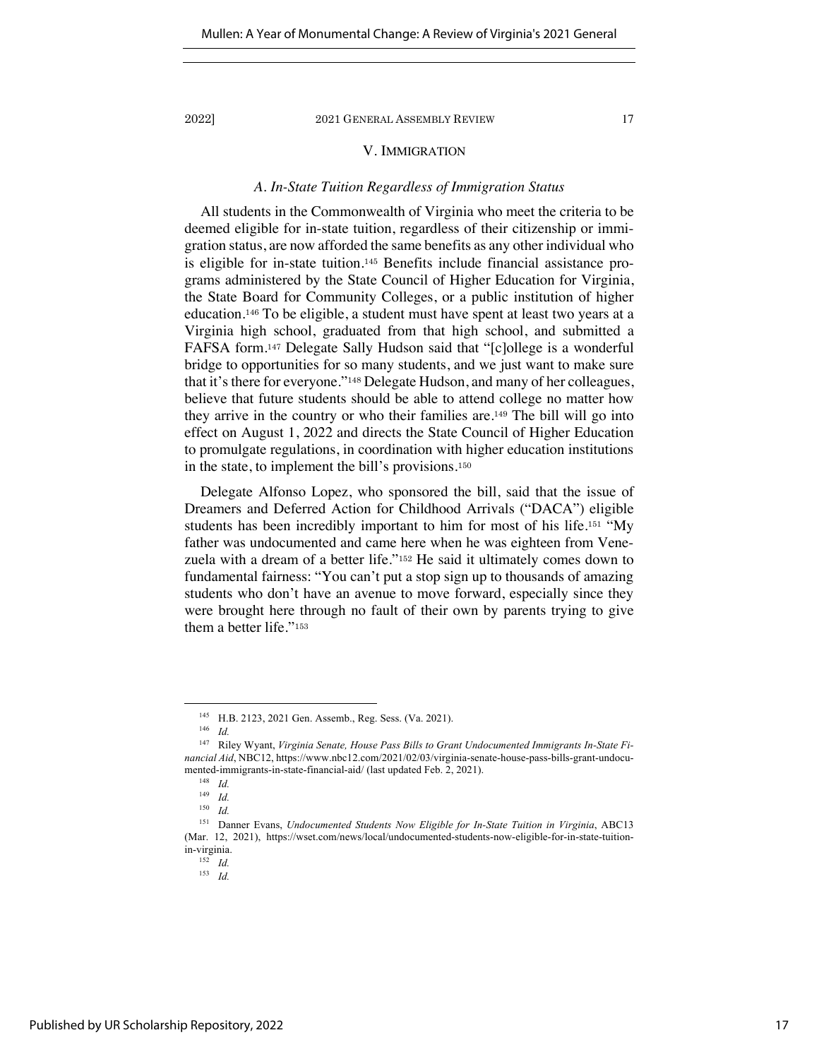## V. IMMIGRATION

### *A. In-State Tuition Regardless of Immigration Status*

All students in the Commonwealth of Virginia who meet the criteria to be deemed eligible for in-state tuition, regardless of their citizenship or immigration status, are now afforded the same benefits as any other individual who is eligible for in-state tuition.[145] Benefits include financial assistance programs administered by the State Council of Higher Education for Virginia, the State Board for Community Colleges, or a public institution of higher education.[146] To be eligible, a student must have spent at least two years at a Virginia high school, graduated from that high school, and submitted a FAFSA form.[147] Delegate Sally Hudson said that "[c]ollege is a wonderful bridge to opportunities for so many students, and we just want to make sure that it's there for everyone."[148] Delegate Hudson, and many of her colleagues, believe that future students should be able to attend college no matter how they arrive in the country or who their families are.[149] The bill will go into effect on August 1, 2022 and directs the State Council of Higher Education to promulgate regulations, in coordination with higher education institutions in the state, to implement the bill's provisions.[150]

Delegate Alfonso Lopez, who sponsored the bill, said that the issue of Dreamers and Deferred Action for Childhood Arrivals ("DACA") eligible students has been incredibly important to him for most of his life.[151] "My father was undocumented and came here when he was eighteen from Venezuela with a dream of a better life."[152] He said it ultimately comes down to fundamental fairness: "You can't put a stop sign up to thousands of amazing students who don't have an avenue to move forward, especially since they were brought here through no fault of their own by parents trying to give them a better life."[153]

---

[145] H.B. 2123, 2021 Gen. Assemb., Reg. Sess. (Va. 2021).

[146] *Id.*

[147] Riley Wyant, *Virginia Senate, House Pass Bills to Grant Undocumented Immigrants In-State Financial Aid*, NBC12, https://www.nbc12.com/2021/02/03/virginia-senate-house-pass-bills-grant-undocumented-immigrants-in-state-financial-aid/ (last updated Feb. 2, 2021).

[148] *Id.*

[149] *Id.*

[150] *Id.*

[151] Danner Evans, *Undocumented Students Now Eligible for In-State Tuition in Virginia*, ABC13 (Mar. 12, 2021), https://wset.com/news/local/undocumented-students-now-eligible-for-in-state-tuition-in-virginia.

[152] *Id.*

[153] *Id.*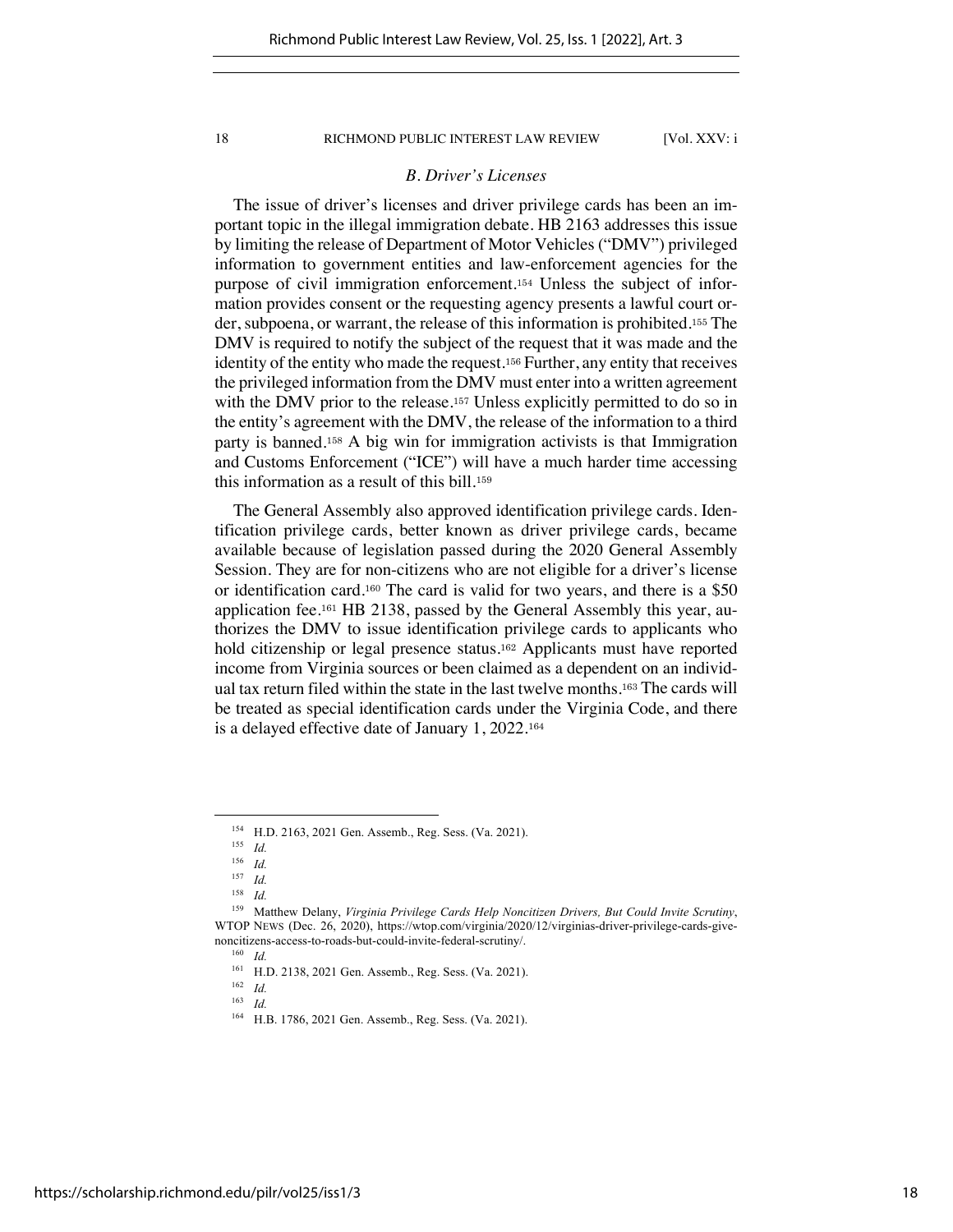### *B. Driver's Licenses*

The issue of driver's licenses and driver privilege cards has been an important topic in the illegal immigration debate. HB 2163 addresses this issue by limiting the release of Department of Motor Vehicles ("DMV") privileged information to government entities and law-enforcement agencies for the purpose of civil immigration enforcement.[154] Unless the subject of information provides consent or the requesting agency presents a lawful court order, subpoena, or warrant, the release of this information is prohibited.[155] The DMV is required to notify the subject of the request that it was made and the identity of the entity who made the request.[156] Further, any entity that receives the privileged information from the DMV must enter into a written agreement with the DMV prior to the release.[157] Unless explicitly permitted to do so in the entity's agreement with the DMV, the release of the information to a third party is banned.[158] A big win for immigration activists is that Immigration and Customs Enforcement ("ICE") will have a much harder time accessing this information as a result of this bill.[159]

The General Assembly also approved identification privilege cards. Identification privilege cards, better known as driver privilege cards, became available because of legislation passed during the 2020 General Assembly Session. They are for non-citizens who are not eligible for a driver's license or identification card.[160] The card is valid for two years, and there is a $50 application fee.[161] HB 2138, passed by the General Assembly this year, authorizes the DMV to issue identification privilege cards to applicants who hold citizenship or legal presence status.[162] Applicants must have reported income from Virginia sources or been claimed as a dependent on an individual tax return filed within the state in the last twelve months.[163] The cards will be treated as special identification cards under the Virginia Code, and there is a delayed effective date of January 1, 2022.[164]

---

[154] H.D. 2163, 2021 Gen. Assemb., Reg. Sess. (Va. 2021).

[155] *Id.*

[156] *Id.*

[157] *Id.*

[158] *Id.*

[159] Matthew Delany, *Virginia Privilege Cards Help Noncitizen Drivers, But Could Invite Scrutiny*, WTOP NEWS (Dec. 26, 2020), https://wtop.com/virginia/2020/12/virginias-driver-privilege-cards-give-noncitizens-access-to-roads-but-could-invite-federal-scrutiny/.

[160] *Id.*

[161] H.D. 2138, 2021 Gen. Assemb., Reg. Sess. (Va. 2021).

[162] *Id.*

[163] *Id.*

[164] H.B. 1786, 2021 Gen. Assemb., Reg. Sess. (Va. 2021).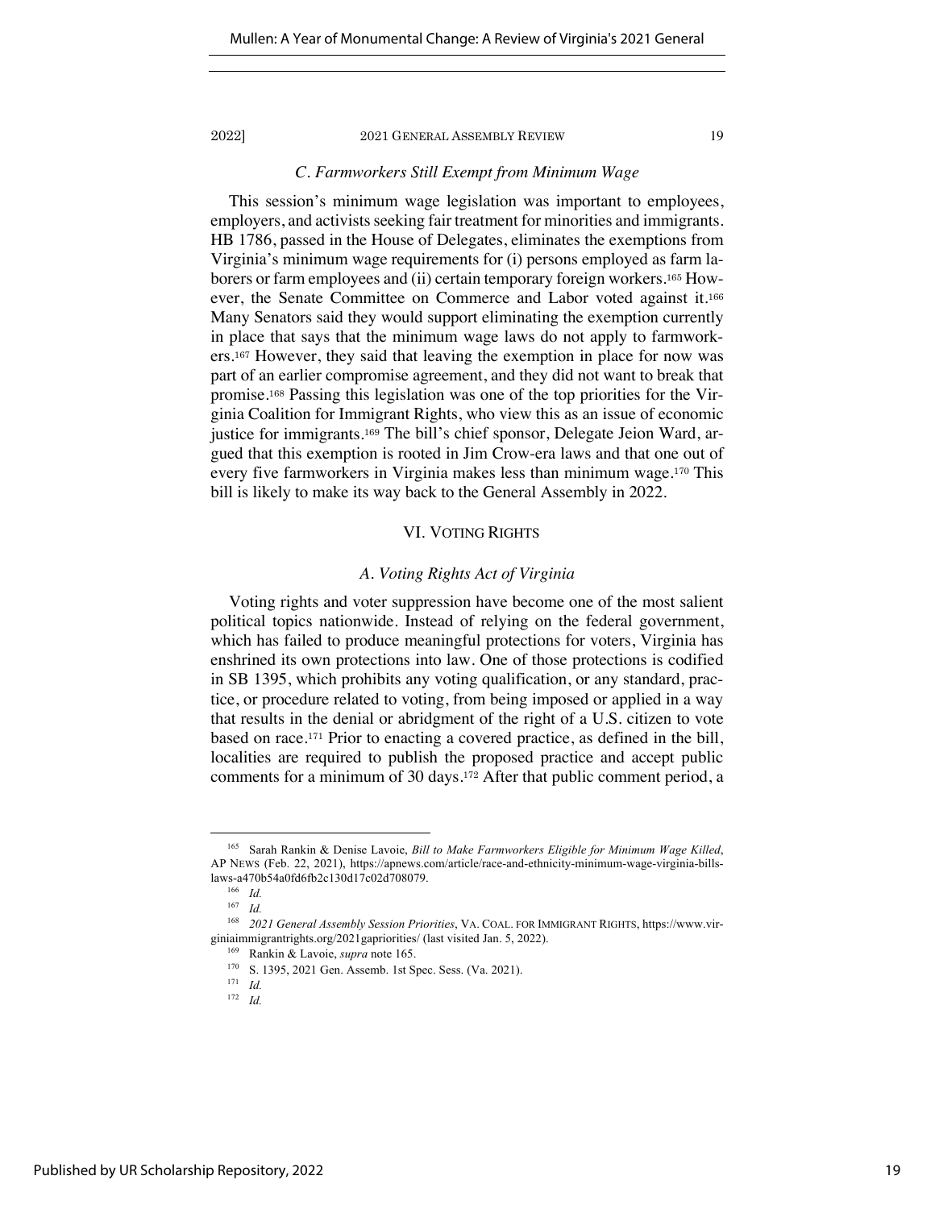### *C. Farmworkers Still Exempt from Minimum Wage*

This session's minimum wage legislation was important to employees, employers, and activists seeking fair treatment for minorities and immigrants. HB 1786, passed in the House of Delegates, eliminates the exemptions from Virginia's minimum wage requirements for (i) persons employed as farm laborers or farm employees and (ii) certain temporary foreign workers.[165] However, the Senate Committee on Commerce and Labor voted against it.[166] Many Senators said they would support eliminating the exemption currently in place that says that the minimum wage laws do not apply to farmworkers.[167] However, they said that leaving the exemption in place for now was part of an earlier compromise agreement, and they did not want to break that promise.[168] Passing this legislation was one of the top priorities for the Virginia Coalition for Immigrant Rights, who view this as an issue of economic justice for immigrants.[169] The bill's chief sponsor, Delegate Jeion Ward, argued that this exemption is rooted in Jim Crow-era laws and that one out of every five farmworkers in Virginia makes less than minimum wage.[170] This bill is likely to make its way back to the General Assembly in 2022.

## VI. VOTING RIGHTS

### *A. Voting Rights Act of Virginia*

Voting rights and voter suppression have become one of the most salient political topics nationwide. Instead of relying on the federal government, which has failed to produce meaningful protections for voters, Virginia has enshrined its own protections into law. One of those protections is codified in SB 1395, which prohibits any voting qualification, or any standard, practice, or procedure related to voting, from being imposed or applied in a way that results in the denial or abridgment of the right of a U.S. citizen to vote based on race.[171] Prior to enacting a covered practice, as defined in the bill, localities are required to publish the proposed practice and accept public comments for a minimum of 30 days.[172] After that public comment period, a

---

[165] Sarah Rankin & Denise Lavoie, *Bill to Make Farmworkers Eligible for Minimum Wage Killed*, AP NEWS (Feb. 22, 2021), https://apnews.com/article/race-and-ethnicity-minimum-wage-virginia-bills-laws-a470b54a0fd6fb2c130d17c02d708079.

[166] *Id.*

[167] *Id.*

[168] *2021 General Assembly Session Priorities*, VA. COAL. FOR IMMIGRANT RIGHTS, https://www.virginiaimmigrantrights.org/2021gapriorities/ (last visited Jan. 5, 2022).

[169] Rankin & Lavoie, *supra* note 165.

[170] S. 1395, 2021 Gen. Assemb. 1st Spec. Sess. (Va. 2021).

[171] *Id.*

[172] *Id.*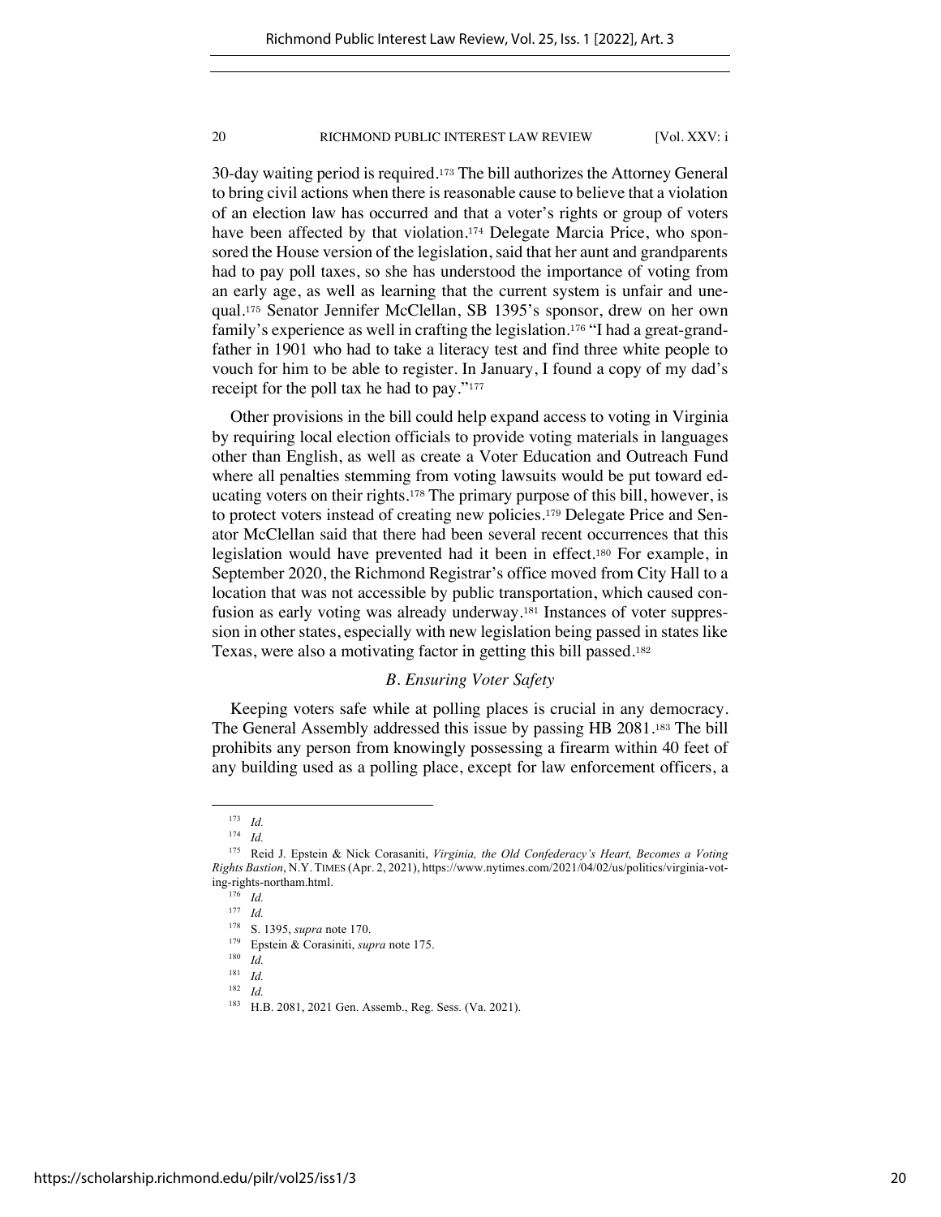30-day waiting period is required.[173] The bill authorizes the Attorney General to bring civil actions when there is reasonable cause to believe that a violation of an election law has occurred and that a voter's rights or group of voters have been affected by that violation.[174] Delegate Marcia Price, who sponsored the House version of the legislation, said that her aunt and grandparents had to pay poll taxes, so she has understood the importance of voting from an early age, as well as learning that the current system is unfair and unequal.[175] Senator Jennifer McClellan, SB 1395's sponsor, drew on her own family's experience as well in crafting the legislation.[176] "I had a great-grandfather in 1901 who had to take a literacy test and find three white people to vouch for him to be able to register. In January, I found a copy of my dad's receipt for the poll tax he had to pay."[177]

Other provisions in the bill could help expand access to voting in Virginia by requiring local election officials to provide voting materials in languages other than English, as well as create a Voter Education and Outreach Fund where all penalties stemming from voting lawsuits would be put toward educating voters on their rights.[178] The primary purpose of this bill, however, is to protect voters instead of creating new policies.[179] Delegate Price and Senator McClellan said that there had been several recent occurrences that this legislation would have prevented had it been in effect.[180] For example, in September 2020, the Richmond Registrar's office moved from City Hall to a location that was not accessible by public transportation, which caused confusion as early voting was already underway.[181] Instances of voter suppression in other states, especially with new legislation being passed in states like Texas, were also a motivating factor in getting this bill passed.[182]

### *B. Ensuring Voter Safety*

Keeping voters safe while at polling places is crucial in any democracy. The General Assembly addressed this issue by passing HB 2081.[183] The bill prohibits any person from knowingly possessing a firearm within 40 feet of any building used as a polling place, except for law enforcement officers, a

---

[173] *Id.*

[174] *Id.*

[175] Reid J. Epstein & Nick Corasaniti, *Virginia, the Old Confederacy's Heart, Becomes a Voting Rights Bastion*, N.Y. TIMES (Apr. 2, 2021), https://www.nytimes.com/2021/04/02/us/politics/virginia-voting-rights-northam.html.

[176] *Id.*

[177] *Id.*

[178] S. 1395, *supra* note 170.

[179] Epstein & Corasiniti, *supra* note 175.

[180] *Id.*

[181] *Id.*

[182] *Id.*

[183] H.B. 2081, 2021 Gen. Assemb., Reg. Sess. (Va. 2021).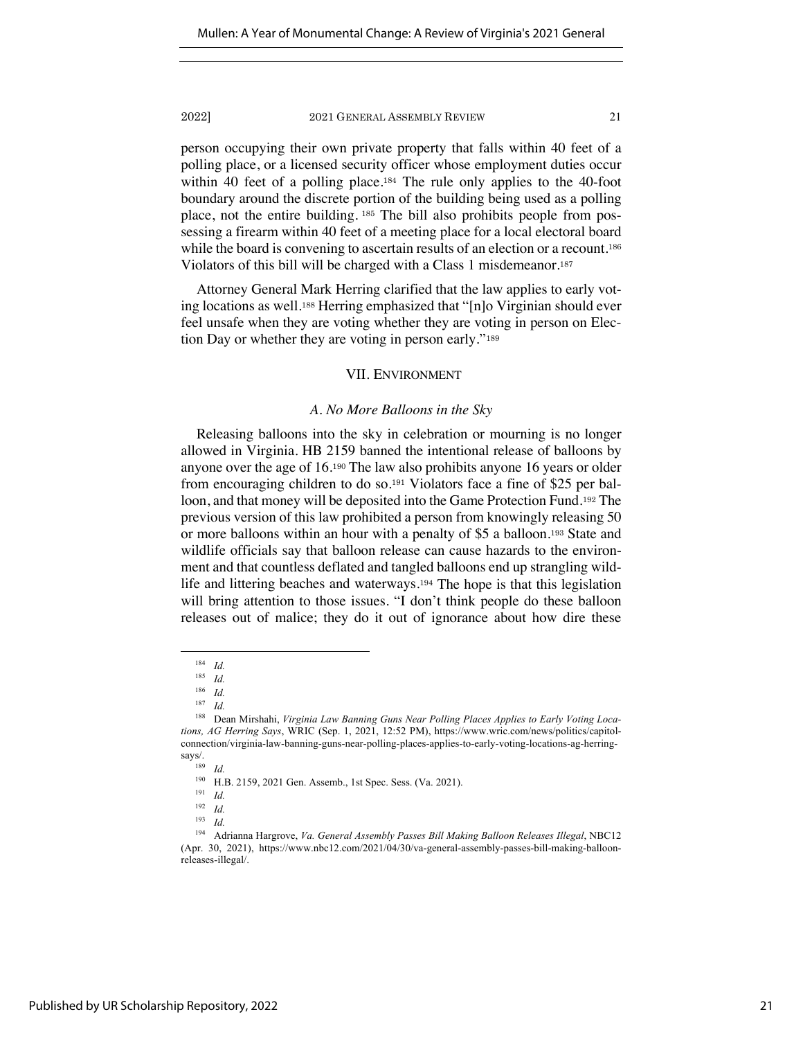person occupying their own private property that falls within 40 feet of a polling place, or a licensed security officer whose employment duties occur within 40 feet of a polling place.[184] The rule only applies to the 40-foot boundary around the discrete portion of the building being used as a polling place, not the entire building.[185] The bill also prohibits people from possessing a firearm within 40 feet of a meeting place for a local electoral board while the board is convening to ascertain results of an election or a recount.[186] Violators of this bill will be charged with a Class 1 misdemeanor.[187]

Attorney General Mark Herring clarified that the law applies to early voting locations as well.[188] Herring emphasized that "[n]o Virginian should ever feel unsafe when they are voting whether they are voting in person on Election Day or whether they are voting in person early."[189]

## VII. ENVIRONMENT

### *A. No More Balloons in the Sky*

Releasing balloons into the sky in celebration or mourning is no longer allowed in Virginia. HB 2159 banned the intentional release of balloons by anyone over the age of 16.[190] The law also prohibits anyone 16 years or older from encouraging children to do so.[191] Violators face a fine of $25 per balloon, and that money will be deposited into the Game Protection Fund.[192] The previous version of this law prohibited a person from knowingly releasing 50 or more balloons within an hour with a penalty of $5 a balloon.[193] State and wildlife officials say that balloon release can cause hazards to the environment and that countless deflated and tangled balloons end up strangling wildlife and littering beaches and waterways.[194] The hope is that this legislation will bring attention to those issues. "I don't think people do these balloon releases out of malice; they do it out of ignorance about how dire these

---

[184] *Id.*

[185] *Id.*

[186] *Id.*

[187] *Id.*

[188] Dean Mirshahi, *Virginia Law Banning Guns Near Polling Places Applies to Early Voting Locations, AG Herring Says*, WRIC (Sep. 1, 2021, 12:52 PM), https://www.wric.com/news/politics/capitol-connection/virginia-law-banning-guns-near-polling-places-applies-to-early-voting-locations-ag-herring-says/.

[189] *Id.*

[190] H.B. 2159, 2021 Gen. Assemb., 1st Spec. Sess. (Va. 2021).

[191] *Id.*

[192] *Id.*

[193] *Id.*

[194] Adrianna Hargrove, *Va. General Assembly Passes Bill Making Balloon Releases Illegal*, NBC12 (Apr. 30, 2021), https://www.nbc12.com/2021/04/30/va-general-assembly-passes-bill-making-balloon-releases-illegal/.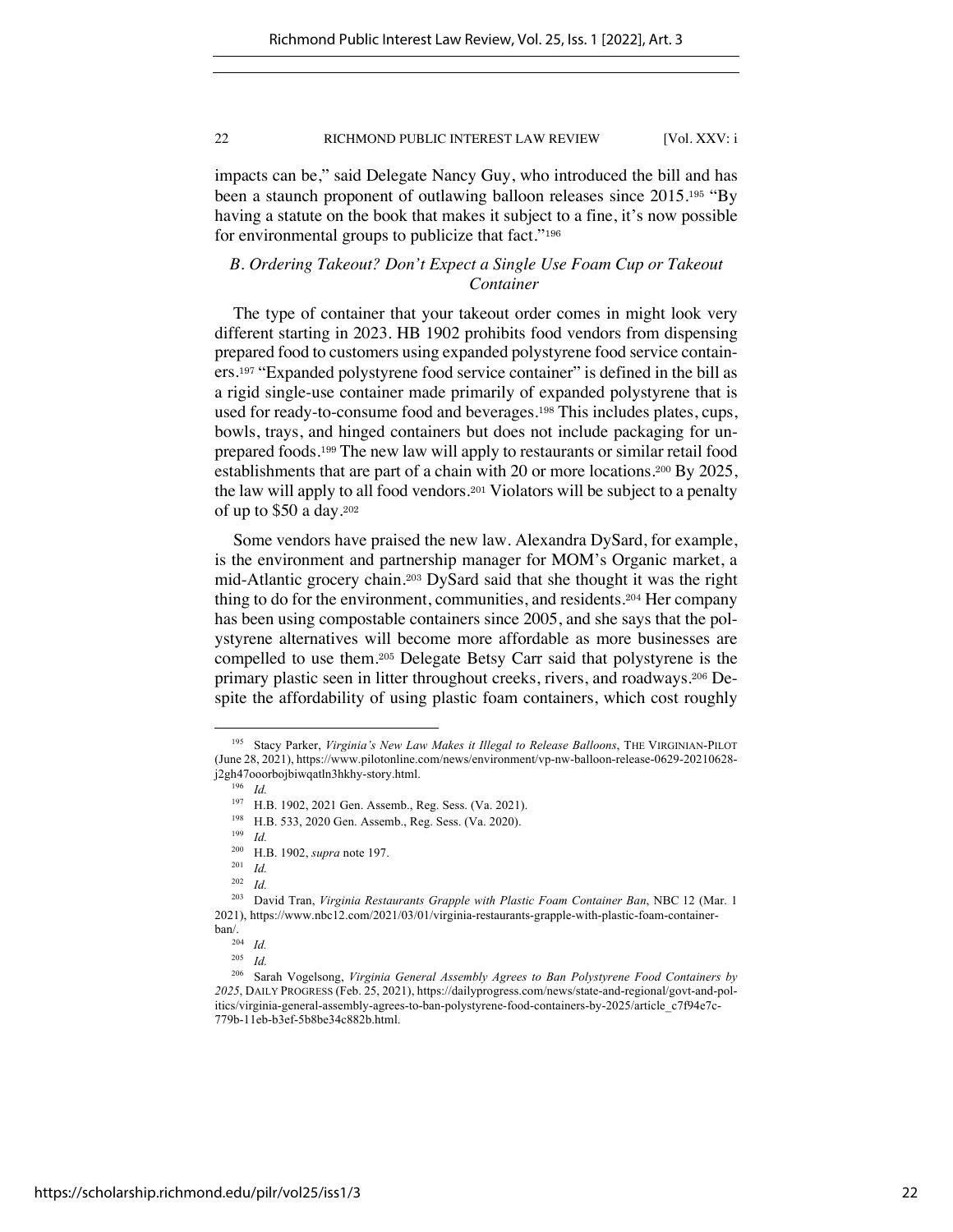impacts can be," said Delegate Nancy Guy, who introduced the bill and has been a staunch proponent of outlawing balloon releases since 2015.[195] "By having a statute on the book that makes it subject to a fine, it's now possible for environmental groups to publicize that fact."[196]

### *B. Ordering Takeout? Don't Expect a Single Use Foam Cup or Takeout Container*

The type of container that your takeout order comes in might look very different starting in 2023. HB 1902 prohibits food vendors from dispensing prepared food to customers using expanded polystyrene food service containers.[197] "Expanded polystyrene food service container" is defined in the bill as a rigid single-use container made primarily of expanded polystyrene that is used for ready-to-consume food and beverages.[198] This includes plates, cups, bowls, trays, and hinged containers but does not include packaging for unprepared foods.[199] The new law will apply to restaurants or similar retail food establishments that are part of a chain with 20 or more locations.[200] By 2025, the law will apply to all food vendors.[201] Violators will be subject to a penalty of up to $50 a day.[202]

Some vendors have praised the new law. Alexandra DySard, for example, is the environment and partnership manager for MOM's Organic market, a mid-Atlantic grocery chain.[203] DySard said that she thought it was the right thing to do for the environment, communities, and residents.[204] Her company has been using compostable containers since 2005, and she says that the polystyrene alternatives will become more affordable as more businesses are compelled to use them.[205] Delegate Betsy Carr said that polystyrene is the primary plastic seen in litter throughout creeks, rivers, and roadways.[206] Despite the affordability of using plastic foam containers, which cost roughly

---

[195] Stacy Parker, *Virginia's New Law Makes it Illegal to Release Balloons*, THE VIRGINIAN-PILOT (June 28, 2021), https://www.pilotonline.com/news/environment/vp-nw-balloon-release-0629-20210628-j2gh47ooorbojbiwqatln3hkhy-story.html.

[196] *Id.*

[197] H.B. 1902, 2021 Gen. Assemb., Reg. Sess. (Va. 2021).

[198] H.B. 533, 2020 Gen. Assemb., Reg. Sess. (Va. 2020).

[199] *Id.*

[200] H.B. 1902, *supra* note 197.

[201] *Id.*

[202] *Id.*

[203] David Tran, *Virginia Restaurants Grapple with Plastic Foam Container Ban*, NBC 12 (Mar. 1 2021), https://www.nbc12.com/2021/03/01/virginia-restaurants-grapple-with-plastic-foam-container-ban/.

[204] *Id.*

[205] *Id.*

[206] Sarah Vogelsong, *Virginia General Assembly Agrees to Ban Polystyrene Food Containers by 2025*, DAILY PROGRESS (Feb. 25, 2021), https://dailyprogress.com/news/state-and-regional/govt-and-politics/virginia-general-assembly-agrees-to-ban-polystyrene-food-containers-by-2025/article_c7f94e7c-779b-11eb-b3ef-5b8be34c882b.html.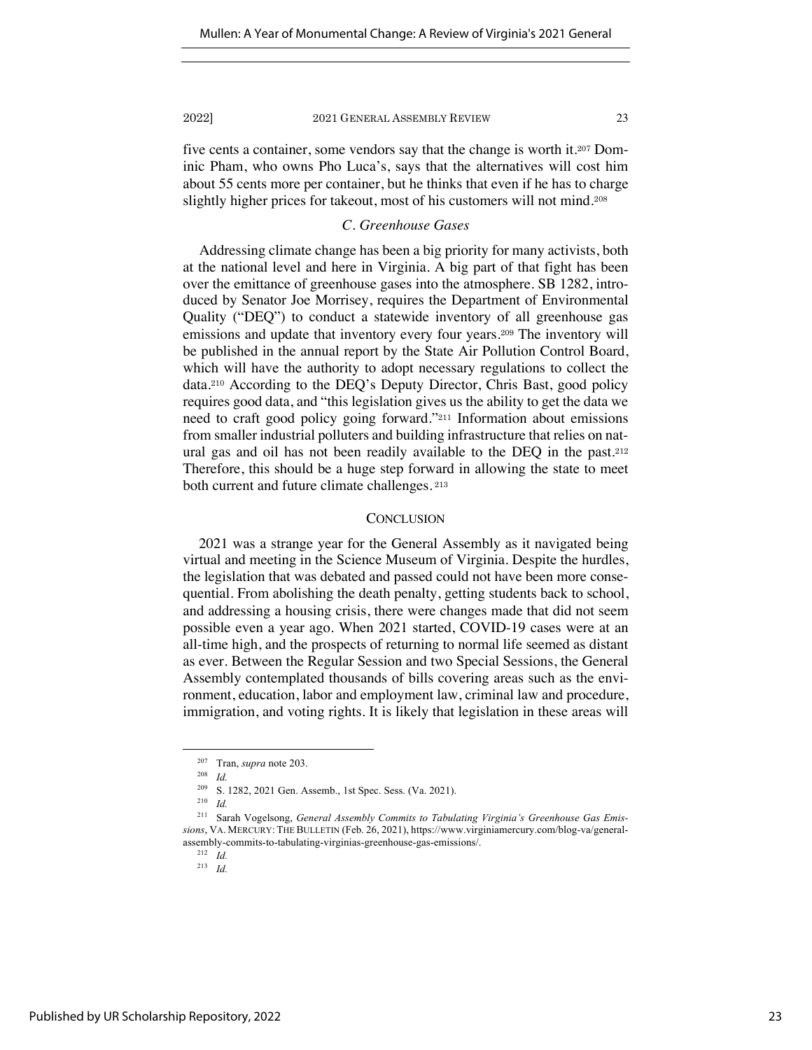five cents a container, some vendors say that the change is worth it.[207] Dominic Pham, who owns Pho Luca's, says that the alternatives will cost him about 55 cents more per container, but he thinks that even if he has to charge slightly higher prices for takeout, most of his customers will not mind.[208]

### *C. Greenhouse Gases*

Addressing climate change has been a big priority for many activists, both at the national level and here in Virginia. A big part of that fight has been over the emittance of greenhouse gases into the atmosphere. SB 1282, introduced by Senator Joe Morrisey, requires the Department of Environmental Quality ("DEQ") to conduct a statewide inventory of all greenhouse gas emissions and update that inventory every four years.[209] The inventory will be published in the annual report by the State Air Pollution Control Board, which will have the authority to adopt necessary regulations to collect the data.[210] According to the DEQ's Deputy Director, Chris Bast, good policy requires good data, and "this legislation gives us the ability to get the data we need to craft good policy going forward."[211] Information about emissions from smaller industrial polluters and building infrastructure that relies on natural gas and oil has not been readily available to the DEQ in the past.[212] Therefore, this should be a huge step forward in allowing the state to meet both current and future climate challenges.[213]

## CONCLUSION

2021 was a strange year for the General Assembly as it navigated being virtual and meeting in the Science Museum of Virginia. Despite the hurdles, the legislation that was debated and passed could not have been more consequential. From abolishing the death penalty, getting students back to school, and addressing a housing crisis, there were changes made that did not seem possible even a year ago. When 2021 started, COVID-19 cases were at an all-time high, and the prospects of returning to normal life seemed as distant as ever. Between the Regular Session and two Special Sessions, the General Assembly contemplated thousands of bills covering areas such as the environment, education, labor and employment law, criminal law and procedure, immigration, and voting rights. It is likely that legislation in these areas will

---

[207] Tran, *supra* note 203.

[208] *Id.*

[209] S. 1282, 2021 Gen. Assemb., 1st Spec. Sess. (Va. 2021).

[210] *Id.*

[211] Sarah Vogelsong, *General Assembly Commits to Tabulating Virginia's Greenhouse Gas Emissions*, VA. MERCURY: THE BULLETIN (Feb. 26, 2021), https://www.virginiamercury.com/blog-va/general-assembly-commits-to-tabulating-virginias-greenhouse-gas-emissions/.

[212] *Id.*

[213] *Id.*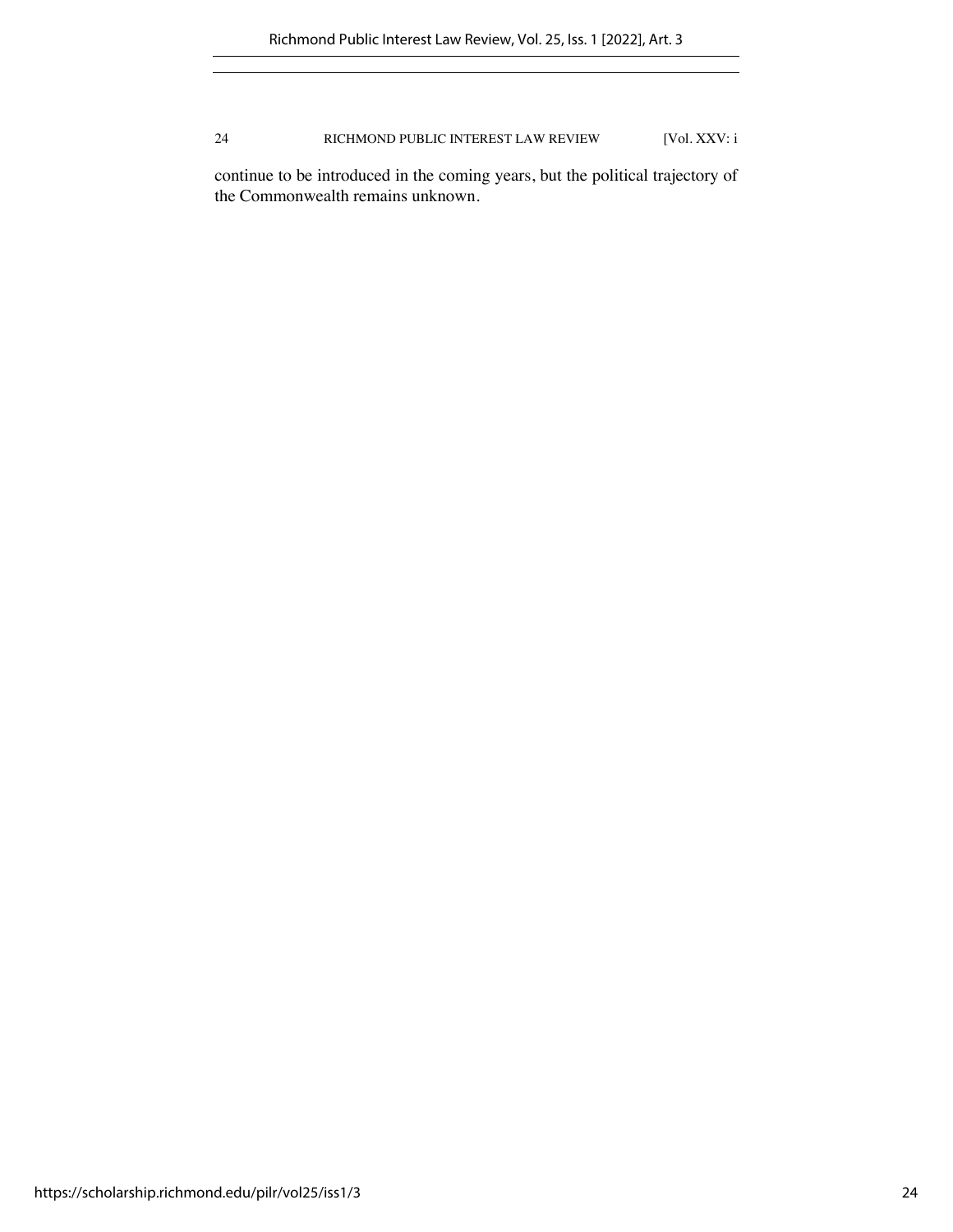continue to be introduced in the coming years, but the political trajectory of the Commonwealth remains unknown.